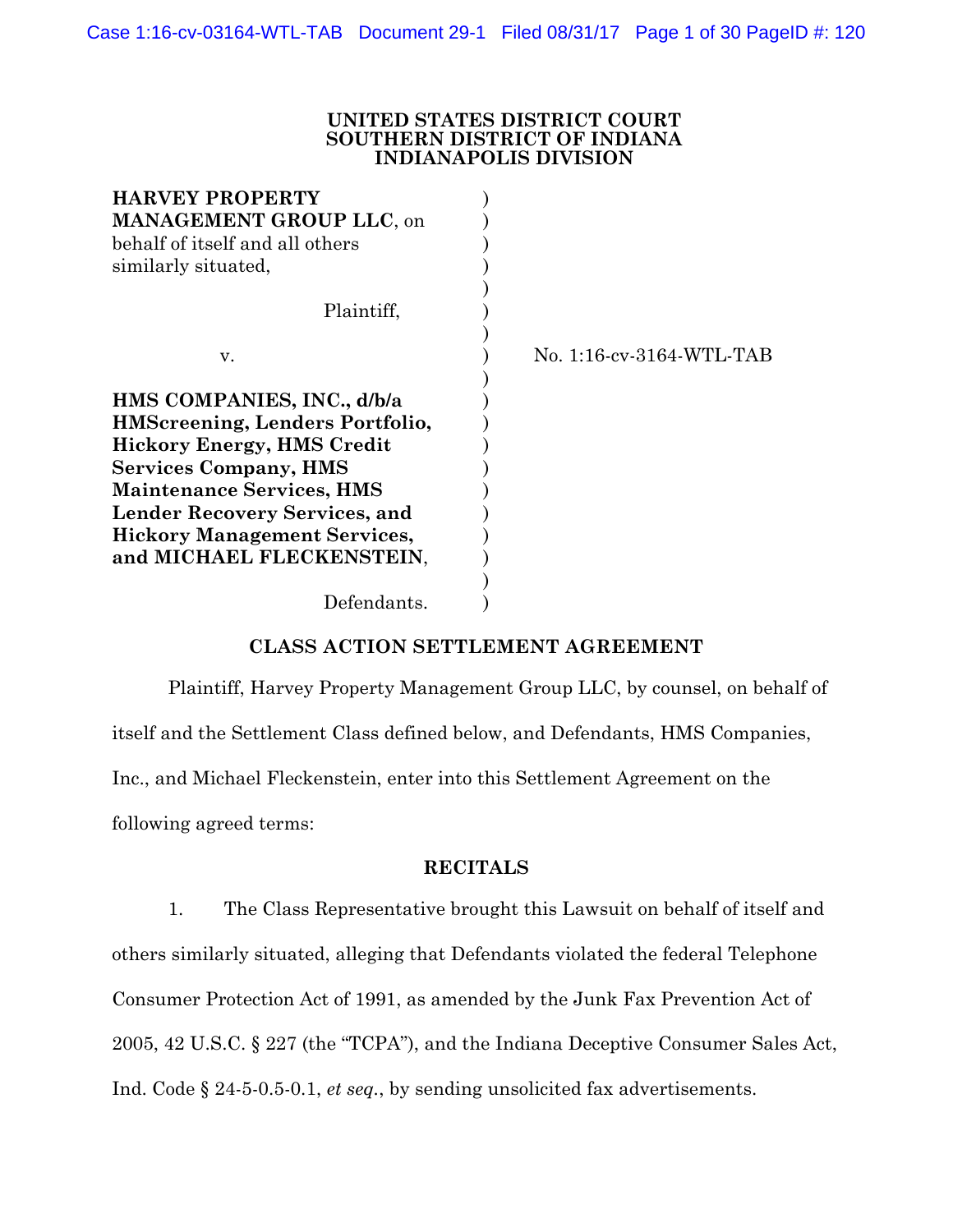**UNITED STATES DISTRICT COURT**
**SOUTHERN DISTRICT OF INDIANA**
**INDIANAPOLIS DIVISION**

**HARVEY PROPERTY MANAGEMENT GROUP LLC**, on behalf of itself and all others similarly situated,

Plaintiff,

v.

**HMS COMPANIES, INC., d/b/a HMScreening, Lenders Portfolio, Hickory Energy, HMS Credit Services Company, HMS Maintenance Services, HMS Lender Recovery Services, and Hickory Management Services, and MICHAEL FLECKENSTEIN**,

Defendants.

No. 1:16-cv-3164-WTL-TAB

## CLASS ACTION SETTLEMENT AGREEMENT

Plaintiff, Harvey Property Management Group LLC, by counsel, on behalf of itself and the Settlement Class defined below, and Defendants, HMS Companies, Inc., and Michael Fleckenstein, enter into this Settlement Agreement on the following agreed terms:

## RECITALS

1. The Class Representative brought this Lawsuit on behalf of itself and others similarly situated, alleging that Defendants violated the federal Telephone Consumer Protection Act of 1991, as amended by the Junk Fax Prevention Act of 2005, 42 U.S.C. § 227 (the "TCPA"), and the Indiana Deceptive Consumer Sales Act, Ind. Code § 24-5-0.5-0.1, *et seq.*, by sending unsolicited fax advertisements.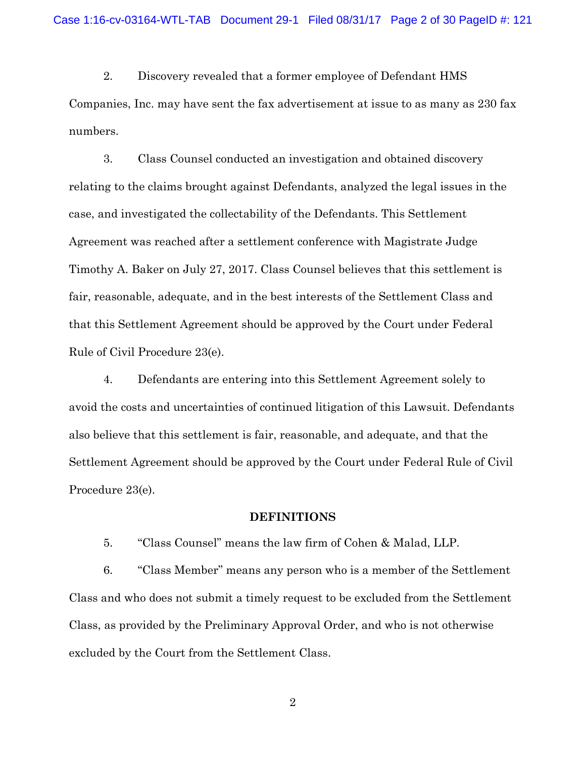2. Discovery revealed that a former employee of Defendant HMS Companies, Inc. may have sent the fax advertisement at issue to as many as 230 fax numbers.

3. Class Counsel conducted an investigation and obtained discovery relating to the claims brought against Defendants, analyzed the legal issues in the case, and investigated the collectability of the Defendants. This Settlement Agreement was reached after a settlement conference with Magistrate Judge Timothy A. Baker on July 27, 2017. Class Counsel believes that this settlement is fair, reasonable, adequate, and in the best interests of the Settlement Class and that this Settlement Agreement should be approved by the Court under Federal Rule of Civil Procedure 23(e).

4. Defendants are entering into this Settlement Agreement solely to avoid the costs and uncertainties of continued litigation of this Lawsuit. Defendants also believe that this settlement is fair, reasonable, and adequate, and that the Settlement Agreement should be approved by the Court under Federal Rule of Civil Procedure 23(e).

## DEFINITIONS

5. "Class Counsel" means the law firm of Cohen & Malad, LLP.

6. "Class Member" means any person who is a member of the Settlement Class and who does not submit a timely request to be excluded from the Settlement Class, as provided by the Preliminary Approval Order, and who is not otherwise excluded by the Court from the Settlement Class.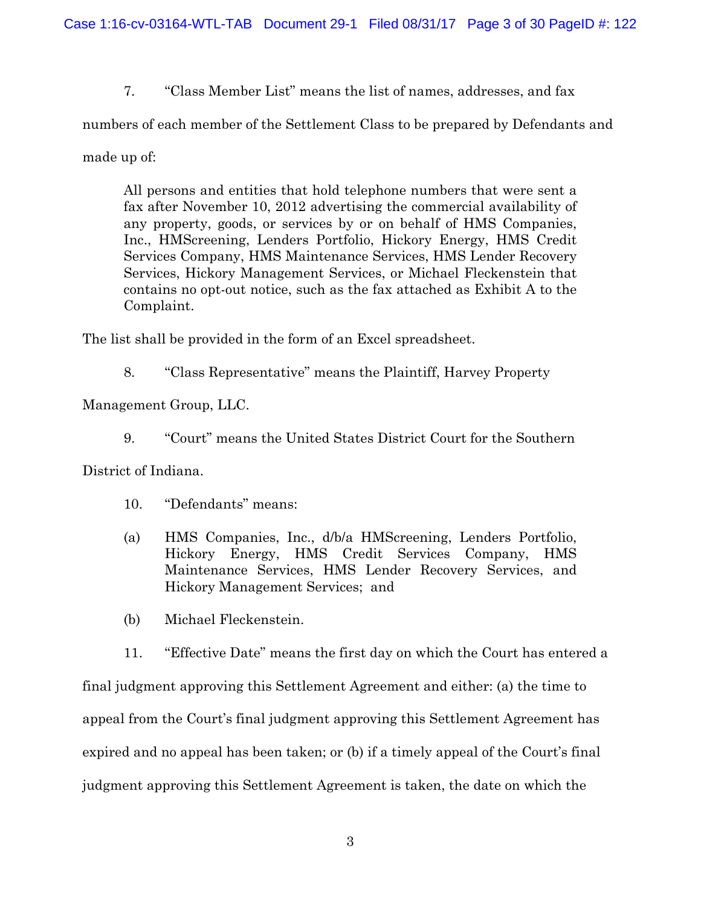7. "Class Member List" means the list of names, addresses, and fax numbers of each member of the Settlement Class to be prepared by Defendants and made up of:

> All persons and entities that hold telephone numbers that were sent a fax after November 10, 2012 advertising the commercial availability of any property, goods, or services by or on behalf of HMS Companies, Inc., HMScreening, Lenders Portfolio, Hickory Energy, HMS Credit Services Company, HMS Maintenance Services, HMS Lender Recovery Services, Hickory Management Services, or Michael Fleckenstein that contains no opt-out notice, such as the fax attached as Exhibit A to the Complaint.

The list shall be provided in the form of an Excel spreadsheet.

8. "Class Representative" means the Plaintiff, Harvey Property Management Group, LLC.

9. "Court" means the United States District Court for the Southern District of Indiana.

10. "Defendants" means:

(a) HMS Companies, Inc., d/b/a HMScreening, Lenders Portfolio, Hickory Energy, HMS Credit Services Company, HMS Maintenance Services, HMS Lender Recovery Services, and Hickory Management Services; and

(b) Michael Fleckenstein.

11. "Effective Date" means the first day on which the Court has entered a final judgment approving this Settlement Agreement and either: (a) the time to appeal from the Court's final judgment approving this Settlement Agreement has expired and no appeal has been taken; or (b) if a timely appeal of the Court's final judgment approving this Settlement Agreement is taken, the date on which the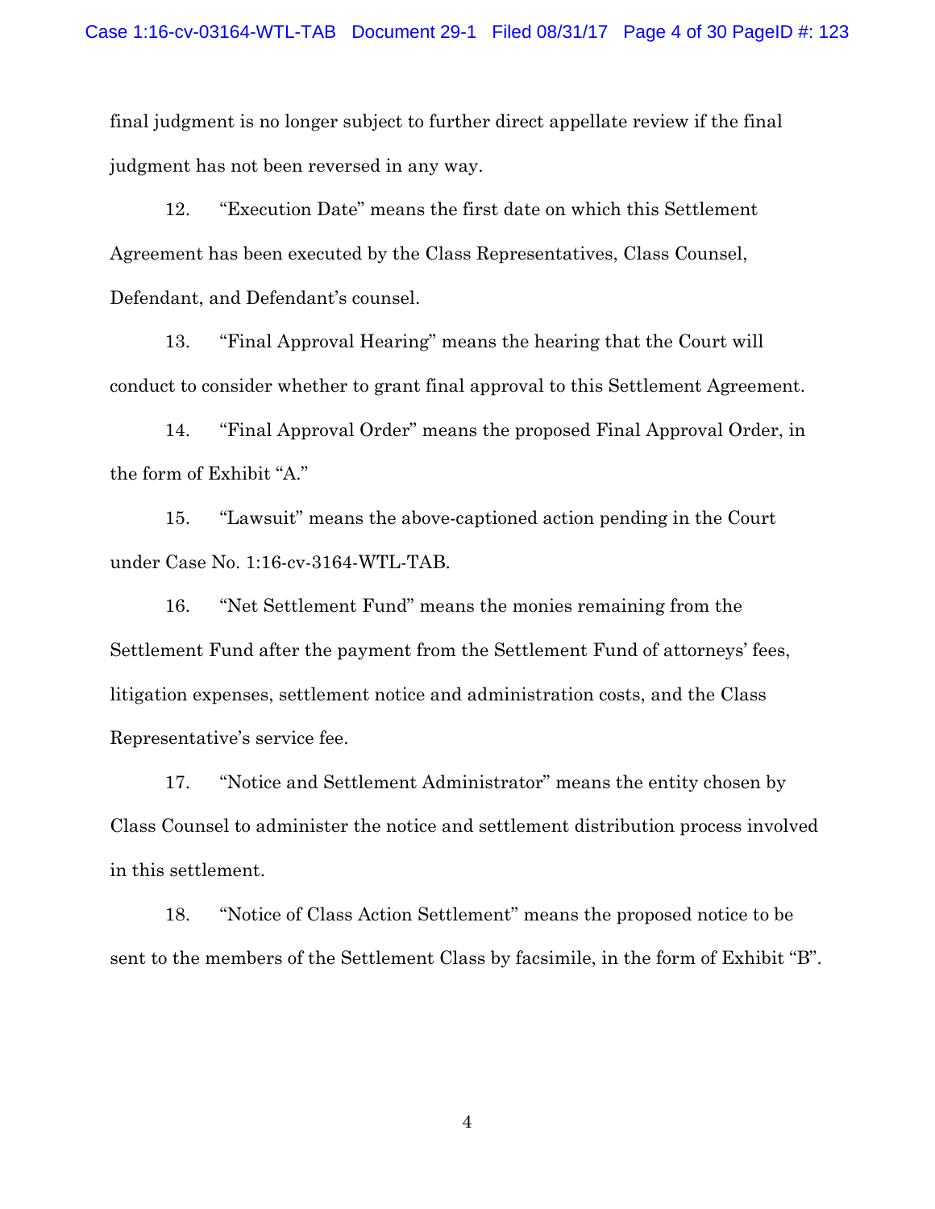final judgment is no longer subject to further direct appellate review if the final judgment has not been reversed in any way.

12. "Execution Date" means the first date on which this Settlement Agreement has been executed by the Class Representatives, Class Counsel, Defendant, and Defendant's counsel.

13. "Final Approval Hearing" means the hearing that the Court will conduct to consider whether to grant final approval to this Settlement Agreement.

14. "Final Approval Order" means the proposed Final Approval Order, in the form of Exhibit "A."

15. "Lawsuit" means the above-captioned action pending in the Court under Case No. 1:16-cv-3164-WTL-TAB.

16. "Net Settlement Fund" means the monies remaining from the Settlement Fund after the payment from the Settlement Fund of attorneys' fees, litigation expenses, settlement notice and administration costs, and the Class Representative's service fee.

17. "Notice and Settlement Administrator" means the entity chosen by Class Counsel to administer the notice and settlement distribution process involved in this settlement.

18. "Notice of Class Action Settlement" means the proposed notice to be sent to the members of the Settlement Class by facsimile, in the form of Exhibit "B".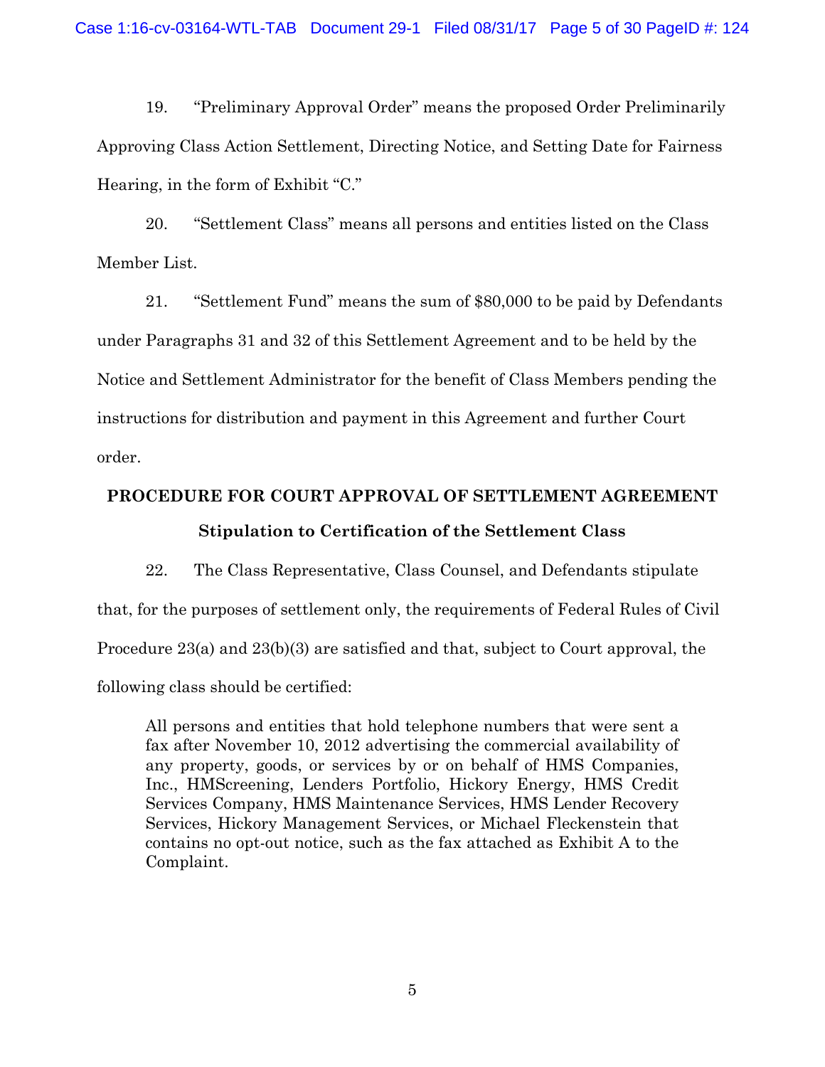19. "Preliminary Approval Order" means the proposed Order Preliminarily Approving Class Action Settlement, Directing Notice, and Setting Date for Fairness Hearing, in the form of Exhibit "C."

20. "Settlement Class" means all persons and entities listed on the Class Member List.

21. "Settlement Fund" means the sum of $80,000 to be paid by Defendants under Paragraphs 31 and 32 of this Settlement Agreement and to be held by the Notice and Settlement Administrator for the benefit of Class Members pending the instructions for distribution and payment in this Agreement and further Court order.

## PROCEDURE FOR COURT APPROVAL OF SETTLEMENT AGREEMENT

### Stipulation to Certification of the Settlement Class

22. The Class Representative, Class Counsel, and Defendants stipulate that, for the purposes of settlement only, the requirements of Federal Rules of Civil Procedure 23(a) and 23(b)(3) are satisfied and that, subject to Court approval, the following class should be certified:

> All persons and entities that hold telephone numbers that were sent a fax after November 10, 2012 advertising the commercial availability of any property, goods, or services by or on behalf of HMS Companies, Inc., HMScreening, Lenders Portfolio, Hickory Energy, HMS Credit Services Company, HMS Maintenance Services, HMS Lender Recovery Services, Hickory Management Services, or Michael Fleckenstein that contains no opt-out notice, such as the fax attached as Exhibit A to the Complaint.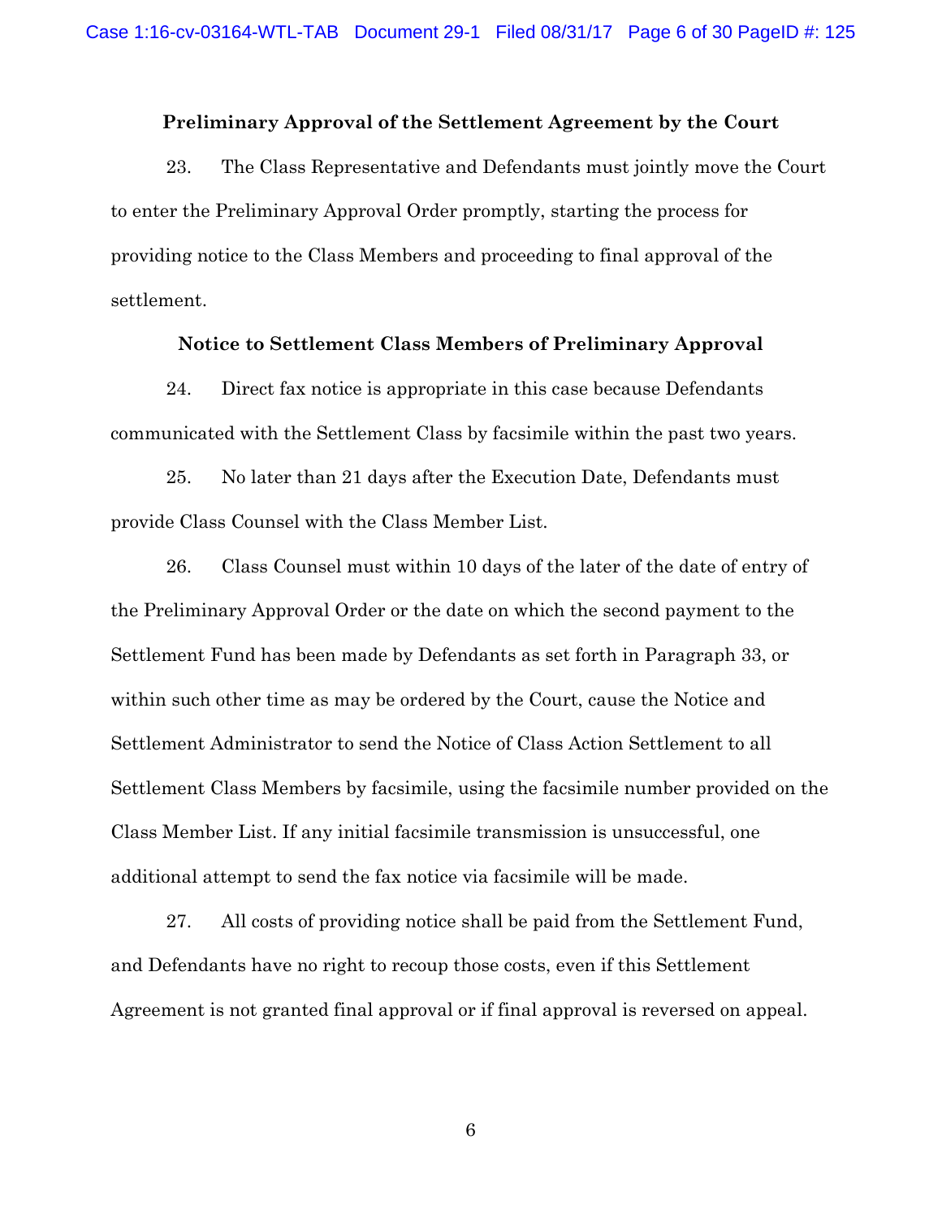### Preliminary Approval of the Settlement Agreement by the Court

23. The Class Representative and Defendants must jointly move the Court to enter the Preliminary Approval Order promptly, starting the process for providing notice to the Class Members and proceeding to final approval of the settlement.

### Notice to Settlement Class Members of Preliminary Approval

24. Direct fax notice is appropriate in this case because Defendants communicated with the Settlement Class by facsimile within the past two years.

25. No later than 21 days after the Execution Date, Defendants must provide Class Counsel with the Class Member List.

26. Class Counsel must within 10 days of the later of the date of entry of the Preliminary Approval Order or the date on which the second payment to the Settlement Fund has been made by Defendants as set forth in Paragraph 33, or within such other time as may be ordered by the Court, cause the Notice and Settlement Administrator to send the Notice of Class Action Settlement to all Settlement Class Members by facsimile, using the facsimile number provided on the Class Member List. If any initial facsimile transmission is unsuccessful, one additional attempt to send the fax notice via facsimile will be made.

27. All costs of providing notice shall be paid from the Settlement Fund, and Defendants have no right to recoup those costs, even if this Settlement Agreement is not granted final approval or if final approval is reversed on appeal.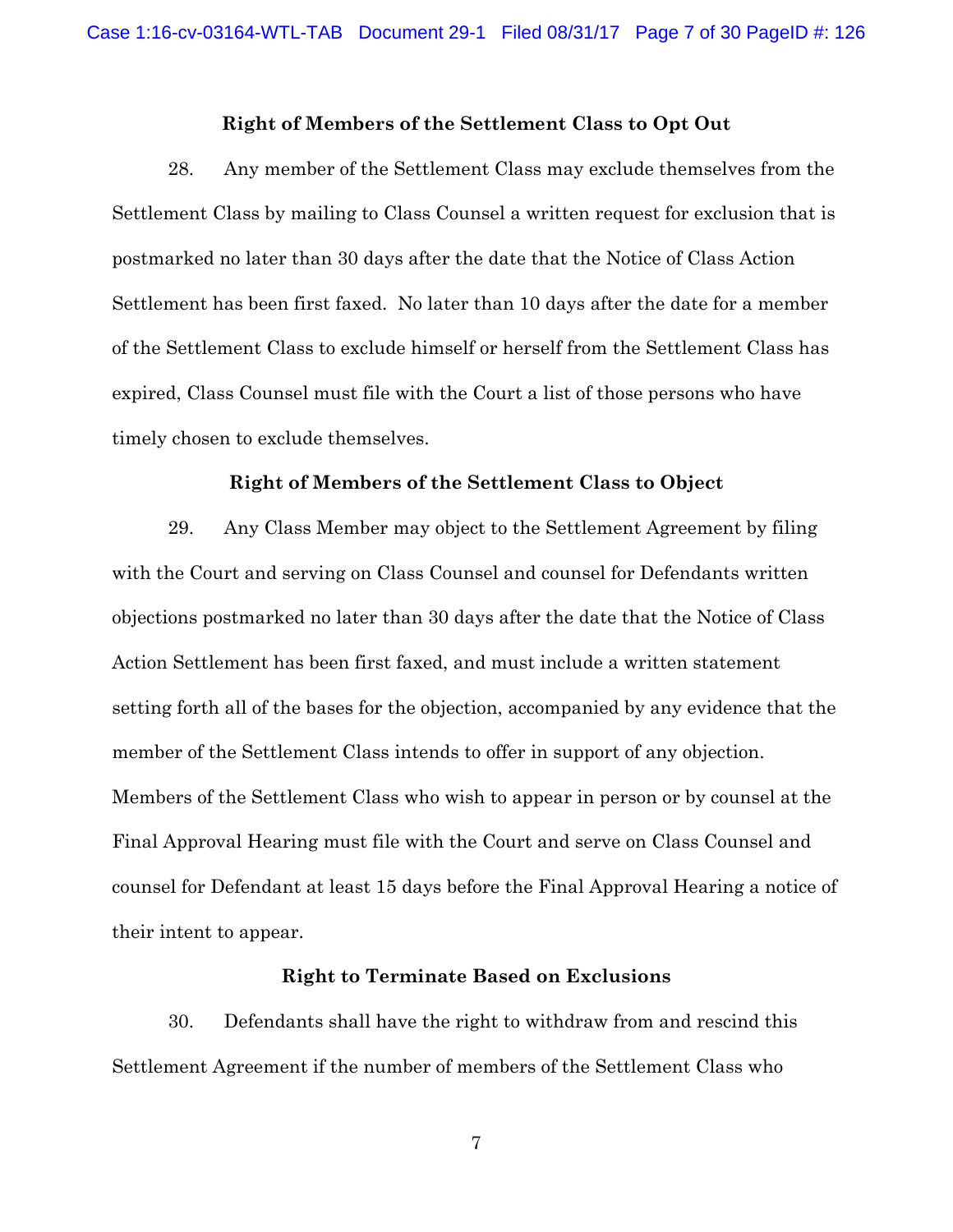### Right of Members of the Settlement Class to Opt Out

28. Any member of the Settlement Class may exclude themselves from the Settlement Class by mailing to Class Counsel a written request for exclusion that is postmarked no later than 30 days after the date that the Notice of Class Action Settlement has been first faxed. No later than 10 days after the date for a member of the Settlement Class to exclude himself or herself from the Settlement Class has expired, Class Counsel must file with the Court a list of those persons who have timely chosen to exclude themselves.

### Right of Members of the Settlement Class to Object

29. Any Class Member may object to the Settlement Agreement by filing with the Court and serving on Class Counsel and counsel for Defendants written objections postmarked no later than 30 days after the date that the Notice of Class Action Settlement has been first faxed, and must include a written statement setting forth all of the bases for the objection, accompanied by any evidence that the member of the Settlement Class intends to offer in support of any objection. Members of the Settlement Class who wish to appear in person or by counsel at the Final Approval Hearing must file with the Court and serve on Class Counsel and counsel for Defendant at least 15 days before the Final Approval Hearing a notice of their intent to appear.

### Right to Terminate Based on Exclusions

30. Defendants shall have the right to withdraw from and rescind this Settlement Agreement if the number of members of the Settlement Class who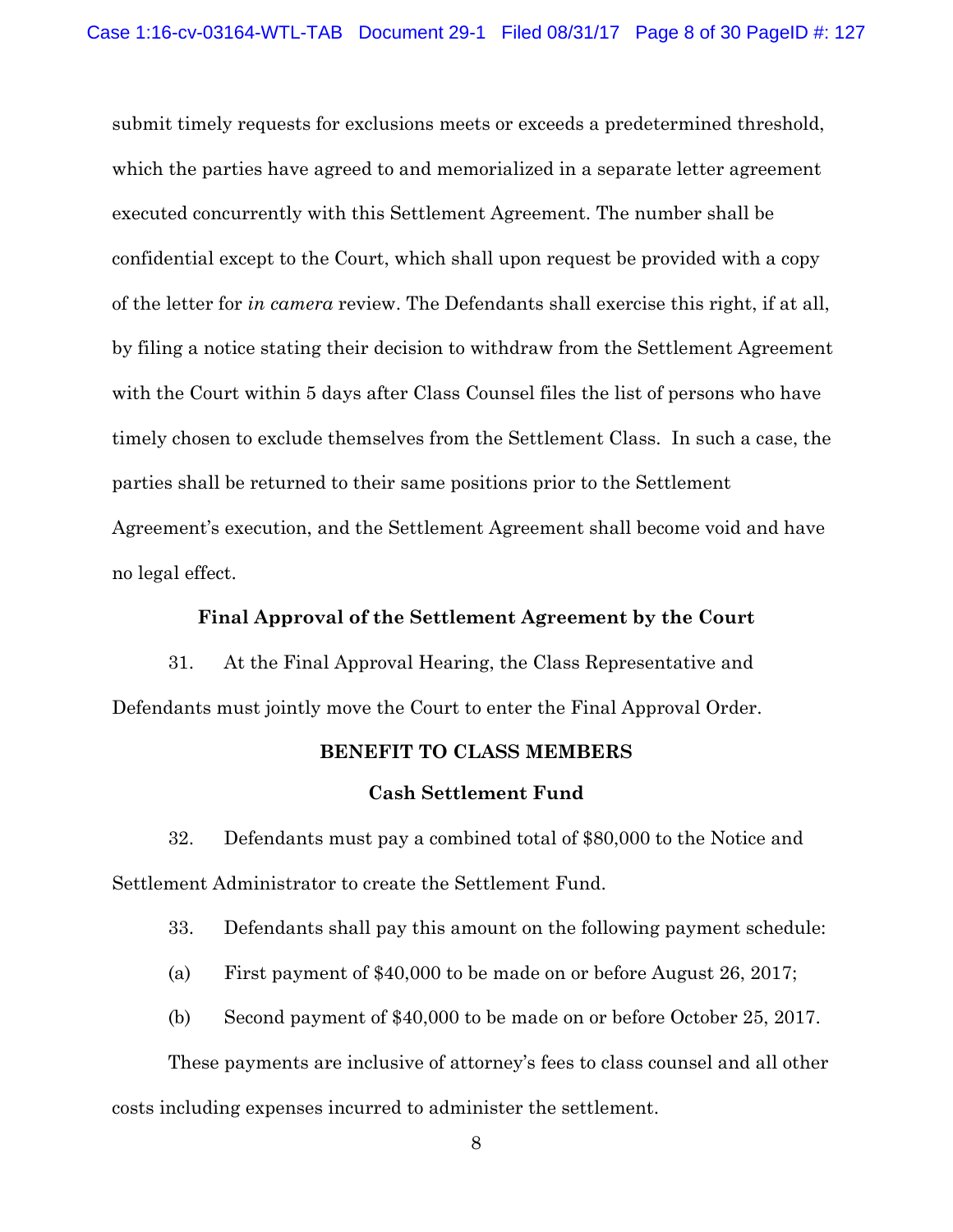submit timely requests for exclusions meets or exceeds a predetermined threshold, which the parties have agreed to and memorialized in a separate letter agreement executed concurrently with this Settlement Agreement. The number shall be confidential except to the Court, which shall upon request be provided with a copy of the letter for *in camera* review. The Defendants shall exercise this right, if at all, by filing a notice stating their decision to withdraw from the Settlement Agreement with the Court within 5 days after Class Counsel files the list of persons who have timely chosen to exclude themselves from the Settlement Class. In such a case, the parties shall be returned to their same positions prior to the Settlement Agreement's execution, and the Settlement Agreement shall become void and have no legal effect.

**Final Approval of the Settlement Agreement by the Court**

31. At the Final Approval Hearing, the Class Representative and Defendants must jointly move the Court to enter the Final Approval Order.

**BENEFIT TO CLASS MEMBERS**

**Cash Settlement Fund**

32. Defendants must pay a combined total of $80,000 to the Notice and Settlement Administrator to create the Settlement Fund.

33. Defendants shall pay this amount on the following payment schedule:

(a) First payment of $40,000 to be made on or before August 26, 2017;

(b) Second payment of $40,000 to be made on or before October 25, 2017.

These payments are inclusive of attorney's fees to class counsel and all other costs including expenses incurred to administer the settlement.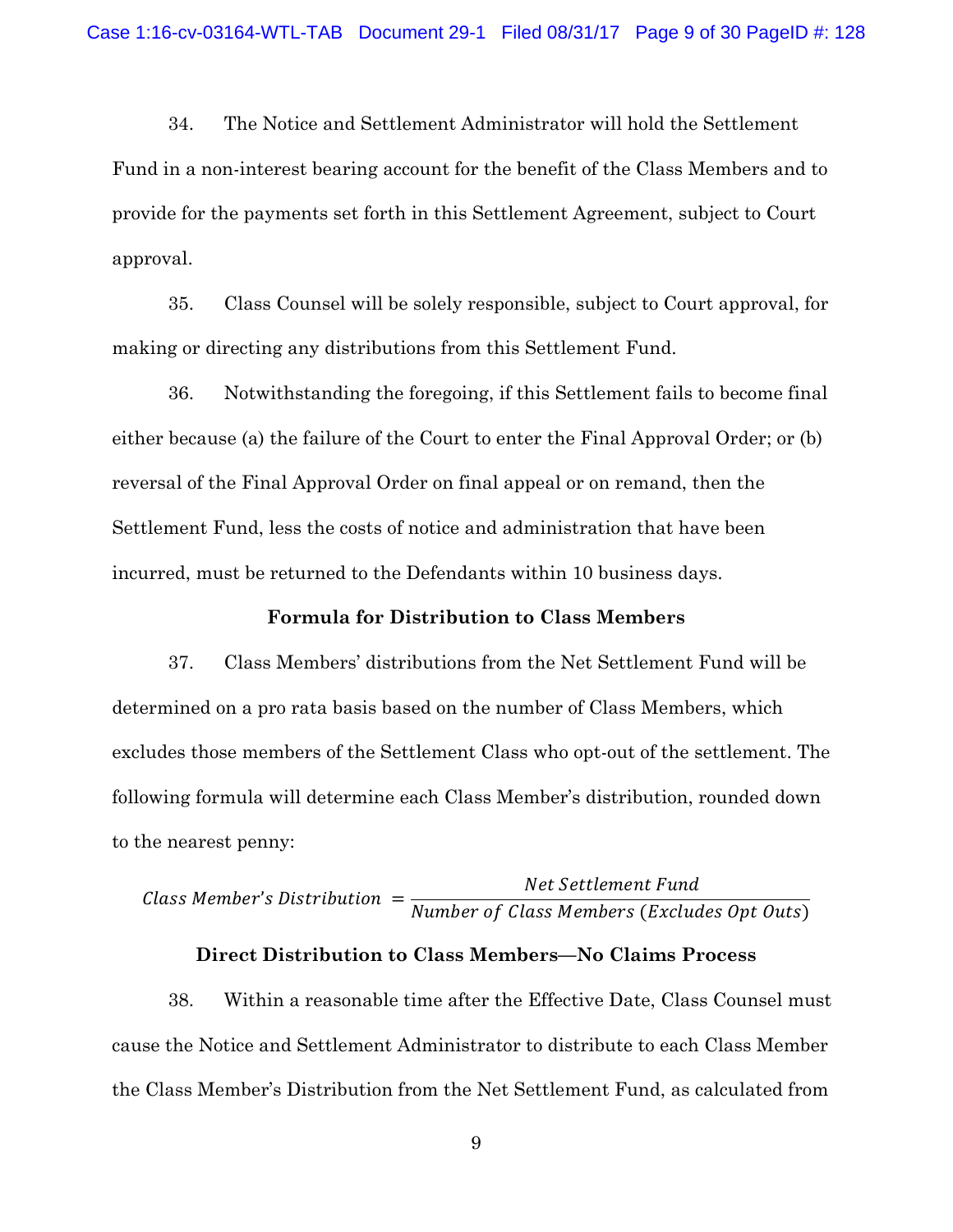34. The Notice and Settlement Administrator will hold the Settlement Fund in a non-interest bearing account for the benefit of the Class Members and to provide for the payments set forth in this Settlement Agreement, subject to Court approval.

35. Class Counsel will be solely responsible, subject to Court approval, for making or directing any distributions from this Settlement Fund.

36. Notwithstanding the foregoing, if this Settlement fails to become final either because (a) the failure of the Court to enter the Final Approval Order; or (b) reversal of the Final Approval Order on final appeal or on remand, then the Settlement Fund, less the costs of notice and administration that have been incurred, must be returned to the Defendants within 10 business days.

**Formula for Distribution to Class Members**

37. Class Members' distributions from the Net Settlement Fund will be determined on a pro rata basis based on the number of Class Members, which excludes those members of the Settlement Class who opt-out of the settlement. The following formula will determine each Class Member's distribution, rounded down to the nearest penny:

$$\textit{Class Member's Distribution} = \frac{\textit{Net Settlement Fund}}{\textit{Number of Class Members (Excludes Opt Outs)}}$$

**Direct Distribution to Class Members—No Claims Process**

38. Within a reasonable time after the Effective Date, Class Counsel must cause the Notice and Settlement Administrator to distribute to each Class Member the Class Member's Distribution from the Net Settlement Fund, as calculated from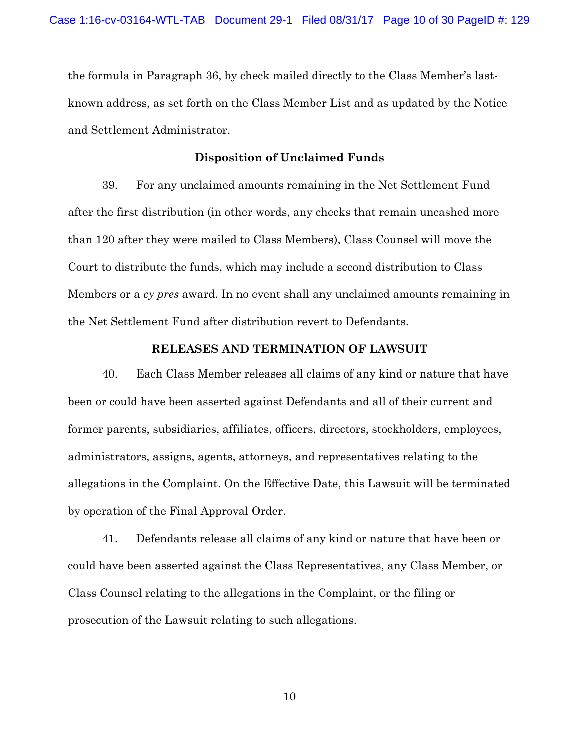the formula in Paragraph 36, by check mailed directly to the Class Member's last-known address, as set forth on the Class Member List and as updated by the Notice and Settlement Administrator.

### Disposition of Unclaimed Funds

39. For any unclaimed amounts remaining in the Net Settlement Fund after the first distribution (in other words, any checks that remain uncashed more than 120 after they were mailed to Class Members), Class Counsel will move the Court to distribute the funds, which may include a second distribution to Class Members or a *cy pres* award. In no event shall any unclaimed amounts remaining in the Net Settlement Fund after distribution revert to Defendants.

### RELEASES AND TERMINATION OF LAWSUIT

40. Each Class Member releases all claims of any kind or nature that have been or could have been asserted against Defendants and all of their current and former parents, subsidiaries, affiliates, officers, directors, stockholders, employees, administrators, assigns, agents, attorneys, and representatives relating to the allegations in the Complaint. On the Effective Date, this Lawsuit will be terminated by operation of the Final Approval Order.

41. Defendants release all claims of any kind or nature that have been or could have been asserted against the Class Representatives, any Class Member, or Class Counsel relating to the allegations in the Complaint, or the filing or prosecution of the Lawsuit relating to such allegations.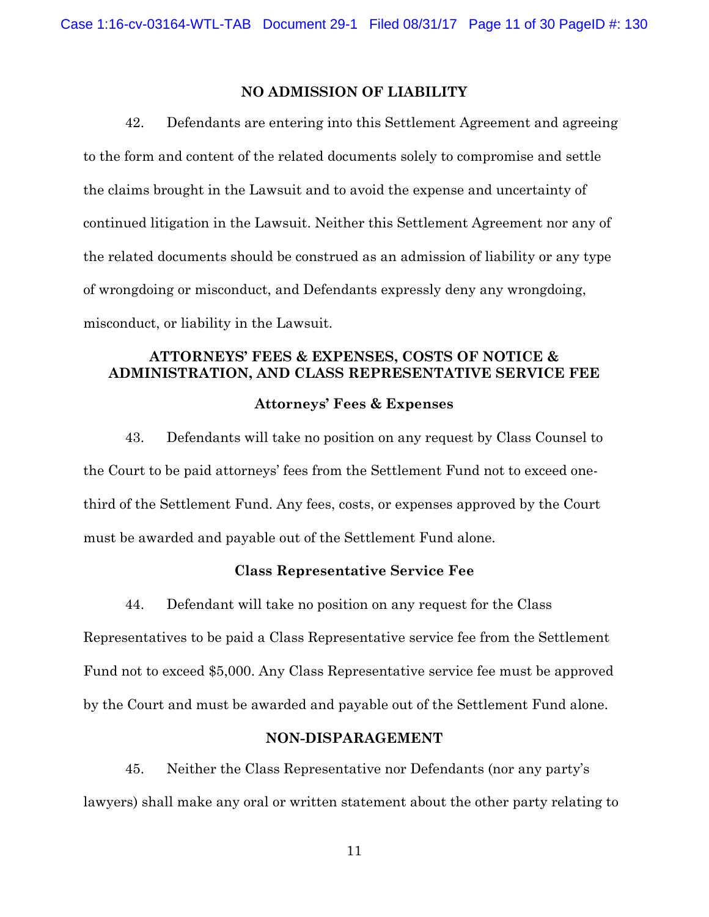## NO ADMISSION OF LIABILITY

42. Defendants are entering into this Settlement Agreement and agreeing to the form and content of the related documents solely to compromise and settle the claims brought in the Lawsuit and to avoid the expense and uncertainty of continued litigation in the Lawsuit. Neither this Settlement Agreement nor any of the related documents should be construed as an admission of liability or any type of wrongdoing or misconduct, and Defendants expressly deny any wrongdoing, misconduct, or liability in the Lawsuit.

## ATTORNEYS' FEES & EXPENSES, COSTS OF NOTICE & ADMINISTRATION, AND CLASS REPRESENTATIVE SERVICE FEE

### Attorneys' Fees & Expenses

43. Defendants will take no position on any request by Class Counsel to the Court to be paid attorneys' fees from the Settlement Fund not to exceed one-third of the Settlement Fund. Any fees, costs, or expenses approved by the Court must be awarded and payable out of the Settlement Fund alone.

### Class Representative Service Fee

44. Defendant will take no position on any request for the Class Representatives to be paid a Class Representative service fee from the Settlement Fund not to exceed $5,000. Any Class Representative service fee must be approved by the Court and must be awarded and payable out of the Settlement Fund alone.

## NON-DISPARAGEMENT

45. Neither the Class Representative nor Defendants (nor any party's lawyers) shall make any oral or written statement about the other party relating to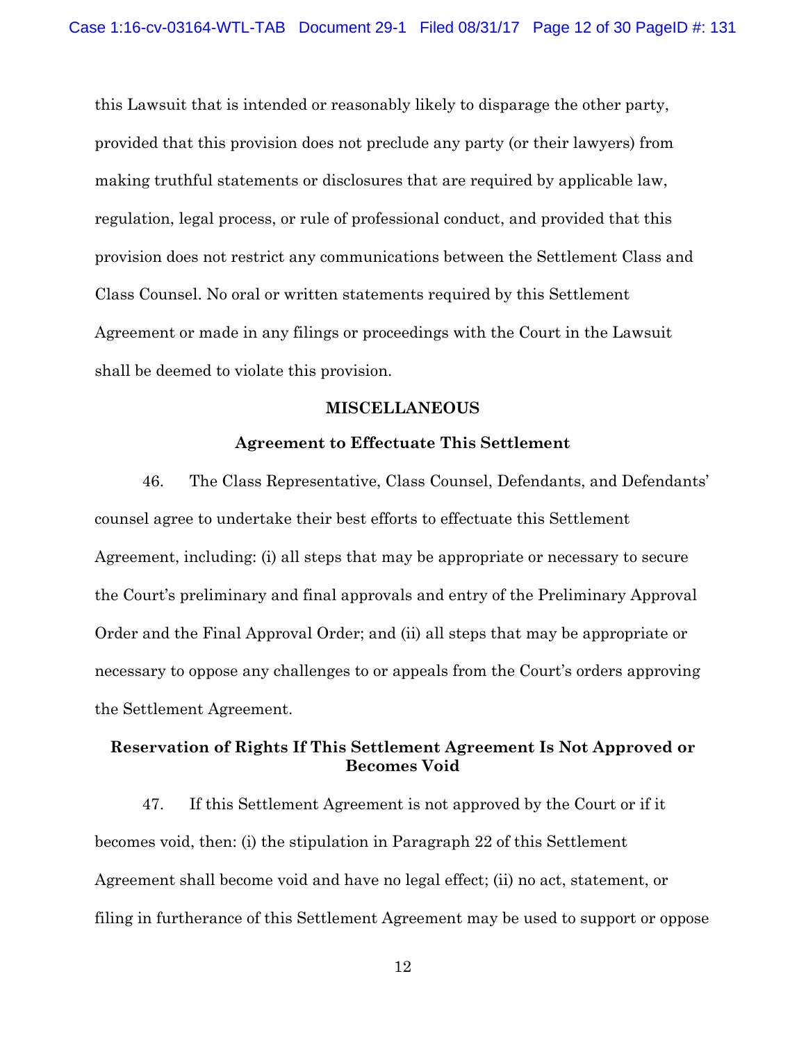this Lawsuit that is intended or reasonably likely to disparage the other party, provided that this provision does not preclude any party (or their lawyers) from making truthful statements or disclosures that are required by applicable law, regulation, legal process, or rule of professional conduct, and provided that this provision does not restrict any communications between the Settlement Class and Class Counsel. No oral or written statements required by this Settlement Agreement or made in any filings or proceedings with the Court in the Lawsuit shall be deemed to violate this provision.

## MISCELLANEOUS

### Agreement to Effectuate This Settlement

46. The Class Representative, Class Counsel, Defendants, and Defendants' counsel agree to undertake their best efforts to effectuate this Settlement Agreement, including: (i) all steps that may be appropriate or necessary to secure the Court's preliminary and final approvals and entry of the Preliminary Approval Order and the Final Approval Order; and (ii) all steps that may be appropriate or necessary to oppose any challenges to or appeals from the Court's orders approving the Settlement Agreement.

### Reservation of Rights If This Settlement Agreement Is Not Approved or Becomes Void

47. If this Settlement Agreement is not approved by the Court or if it becomes void, then: (i) the stipulation in Paragraph 22 of this Settlement Agreement shall become void and have no legal effect; (ii) no act, statement, or filing in furtherance of this Settlement Agreement may be used to support or oppose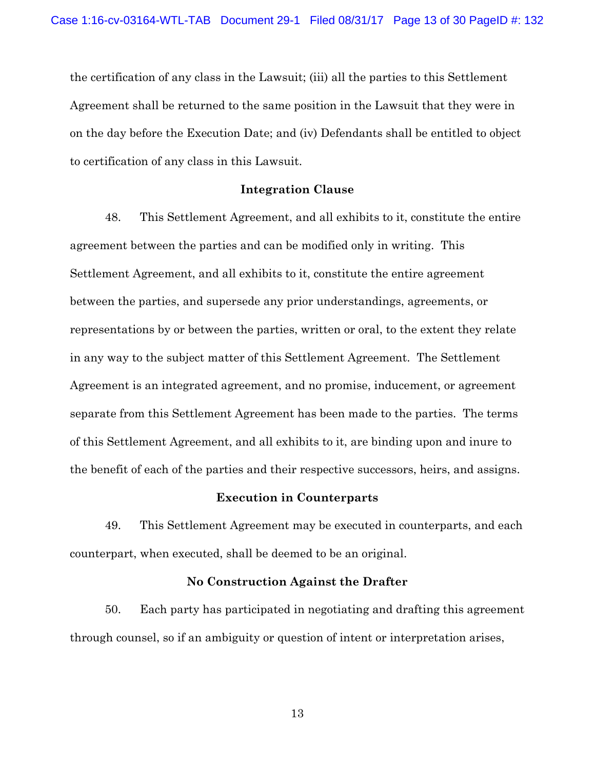the certification of any class in the Lawsuit; (iii) all the parties to this Settlement Agreement shall be returned to the same position in the Lawsuit that they were in on the day before the Execution Date; and (iv) Defendants shall be entitled to object to certification of any class in this Lawsuit.

**Integration Clause**

48. This Settlement Agreement, and all exhibits to it, constitute the entire agreement between the parties and can be modified only in writing. This Settlement Agreement, and all exhibits to it, constitute the entire agreement between the parties, and supersede any prior understandings, agreements, or representations by or between the parties, written or oral, to the extent they relate in any way to the subject matter of this Settlement Agreement. The Settlement Agreement is an integrated agreement, and no promise, inducement, or agreement separate from this Settlement Agreement has been made to the parties. The terms of this Settlement Agreement, and all exhibits to it, are binding upon and inure to the benefit of each of the parties and their respective successors, heirs, and assigns.

**Execution in Counterparts**

49. This Settlement Agreement may be executed in counterparts, and each counterpart, when executed, shall be deemed to be an original.

**No Construction Against the Drafter**

50. Each party has participated in negotiating and drafting this agreement through counsel, so if an ambiguity or question of intent or interpretation arises,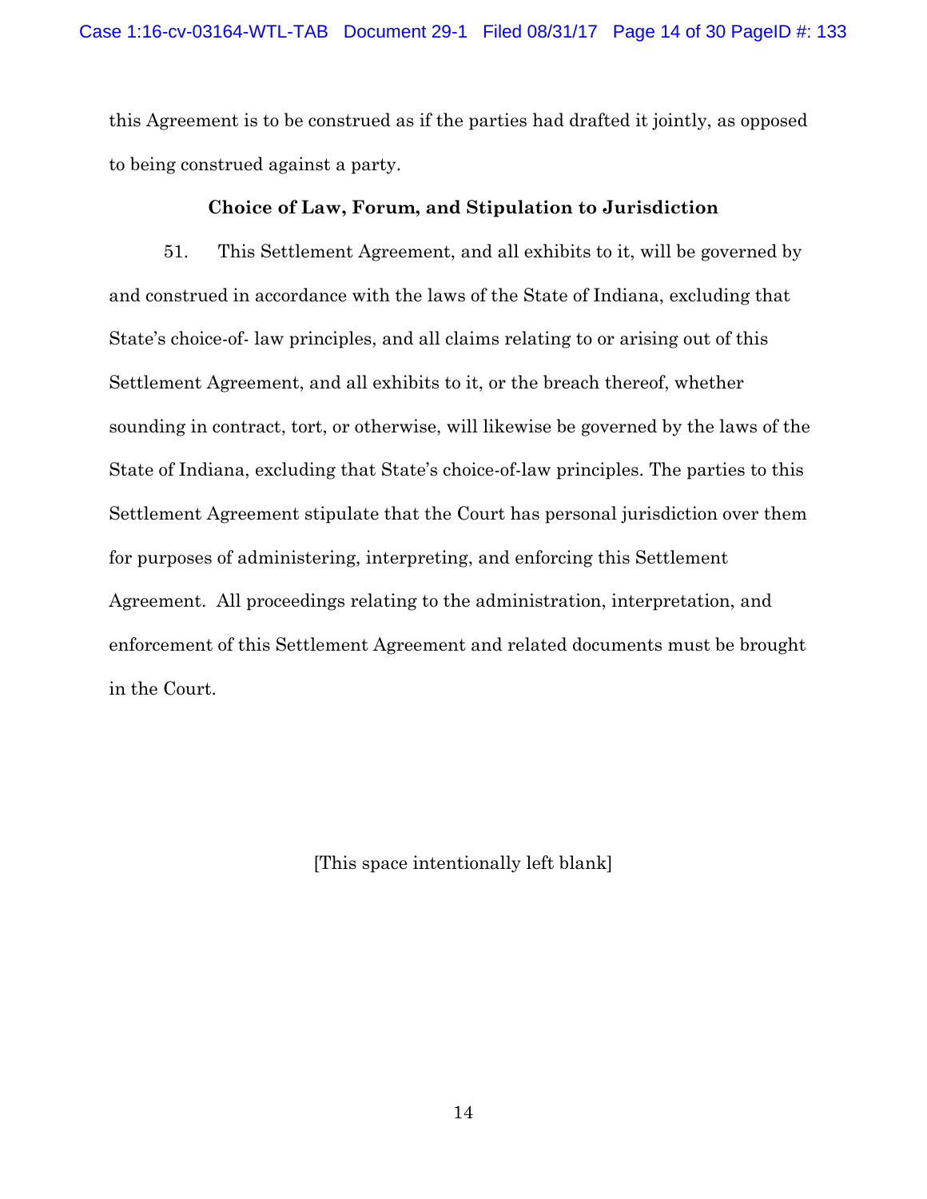this Agreement is to be construed as if the parties had drafted it jointly, as opposed to being construed against a party.

### Choice of Law, Forum, and Stipulation to Jurisdiction

51. This Settlement Agreement, and all exhibits to it, will be governed by and construed in accordance with the laws of the State of Indiana, excluding that State's choice-of- law principles, and all claims relating to or arising out of this Settlement Agreement, and all exhibits to it, or the breach thereof, whether sounding in contract, tort, or otherwise, will likewise be governed by the laws of the State of Indiana, excluding that State's choice-of-law principles. The parties to this Settlement Agreement stipulate that the Court has personal jurisdiction over them for purposes of administering, interpreting, and enforcing this Settlement Agreement. All proceedings relating to the administration, interpretation, and enforcement of this Settlement Agreement and related documents must be brought in the Court.

[This space intentionally left blank]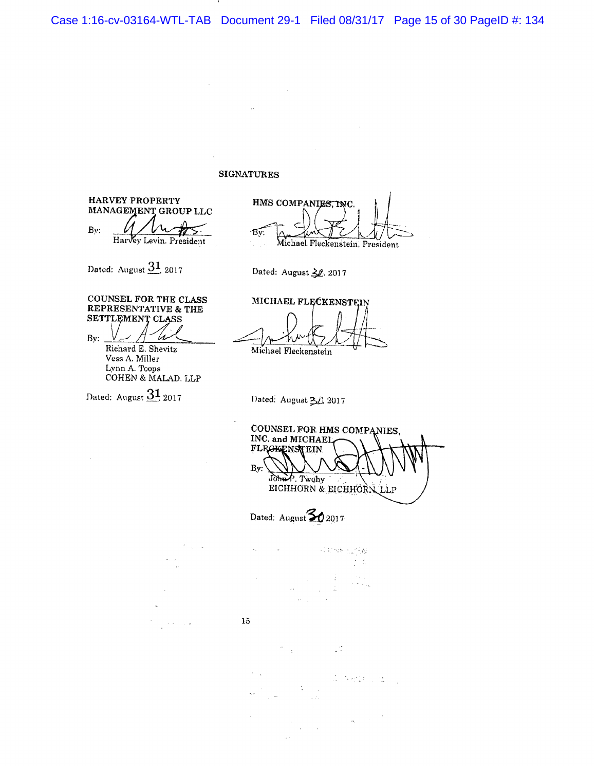## SIGNATURES

HARVEY PROPERTY MANAGEMENT GROUP LLC

By: ______________________
Harvey Levin, President

Dated: August 31, 2017

HMS COMPANIES, INC.

By: ______________________
Michael Fleckenstein, President

Dated: August 30, 2017

COUNSEL FOR THE CLASS REPRESENTATIVE & THE SETTLEMENT CLASS

By: ______________________
Richard E. Shevitz
Vess A. Miller
Lynn A. Toops
COHEN & MALAD, LLP

Dated: August 31, 2017

MICHAEL FLECKENSTEIN

______________________
Michael Fleckenstein

Dated: August 30 2017

COUNSEL FOR HMS COMPANIES, INC. and MICHAEL FLECKENSTEIN

By: ______________________
John P. Twohy
EICHHORN & EICHHORN, LLP

Dated: August 30 2017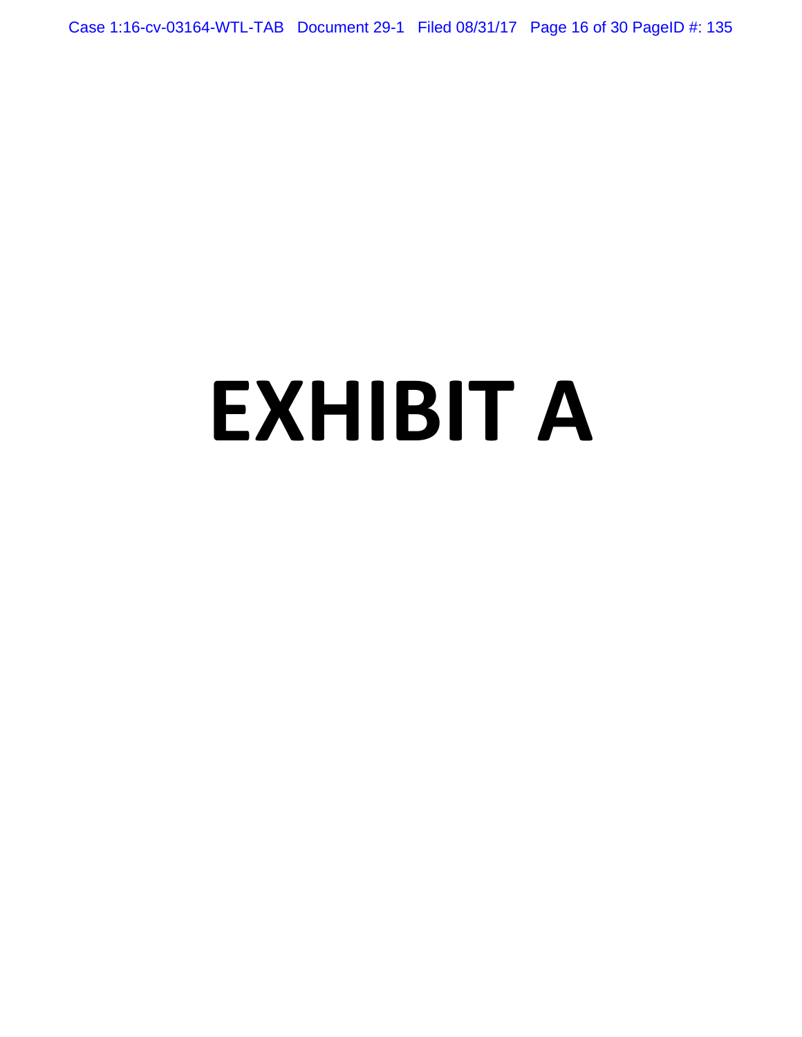# EXHIBIT A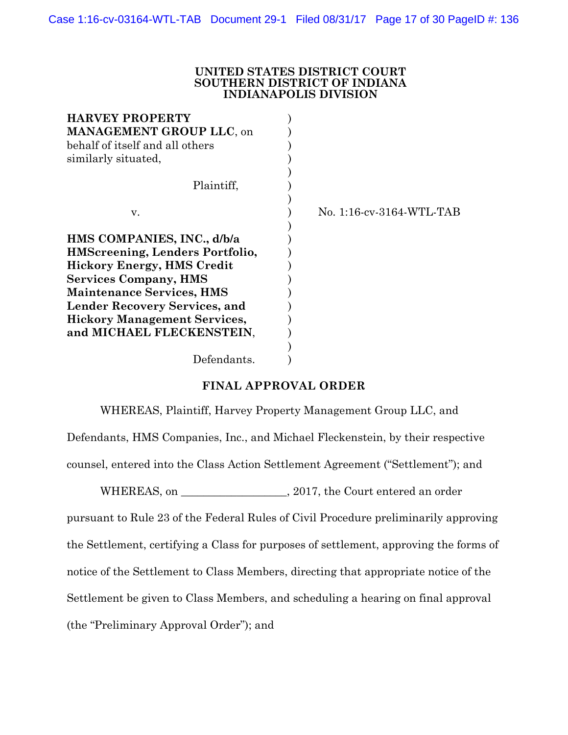**UNITED STATES DISTRICT COURT**
**SOUTHERN DISTRICT OF INDIANA**
**INDIANAPOLIS DIVISION**

**HARVEY PROPERTY MANAGEMENT GROUP LLC**, on behalf of itself and all others similarly situated,

Plaintiff,

v.

**HMS COMPANIES, INC., d/b/a HMScreening, Lenders Portfolio, Hickory Energy, HMS Credit Services Company, HMS Maintenance Services, HMS Lender Recovery Services, and Hickory Management Services, and MICHAEL FLECKENSTEIN**,

Defendants.

No. 1:16-cv-3164-WTL-TAB

## FINAL APPROVAL ORDER

WHEREAS, Plaintiff, Harvey Property Management Group LLC, and Defendants, HMS Companies, Inc., and Michael Fleckenstein, by their respective counsel, entered into the Class Action Settlement Agreement ("Settlement"); and

WHEREAS, on __________________, 2017, the Court entered an order pursuant to Rule 23 of the Federal Rules of Civil Procedure preliminarily approving the Settlement, certifying a Class for purposes of settlement, approving the forms of notice of the Settlement to Class Members, directing that appropriate notice of the Settlement be given to Class Members, and scheduling a hearing on final approval (the "Preliminary Approval Order"); and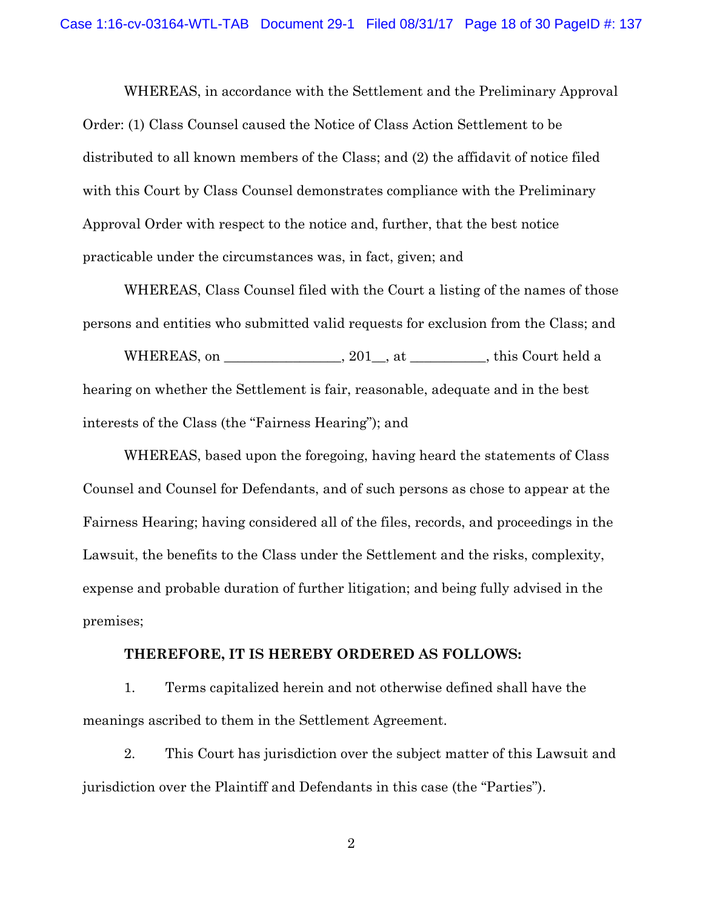WHEREAS, in accordance with the Settlement and the Preliminary Approval Order: (1) Class Counsel caused the Notice of Class Action Settlement to be distributed to all known members of the Class; and (2) the affidavit of notice filed with this Court by Class Counsel demonstrates compliance with the Preliminary Approval Order with respect to the notice and, further, that the best notice practicable under the circumstances was, in fact, given; and

WHEREAS, Class Counsel filed with the Court a listing of the names of those persons and entities who submitted valid requests for exclusion from the Class; and

WHEREAS, on ________________, 201__, at __________, this Court held a hearing on whether the Settlement is fair, reasonable, adequate and in the best interests of the Class (the "Fairness Hearing"); and

WHEREAS, based upon the foregoing, having heard the statements of Class Counsel and Counsel for Defendants, and of such persons as chose to appear at the Fairness Hearing; having considered all of the files, records, and proceedings in the Lawsuit, the benefits to the Class under the Settlement and the risks, complexity, expense and probable duration of further litigation; and being fully advised in the premises;

**THEREFORE, IT IS HEREBY ORDERED AS FOLLOWS:**

1. Terms capitalized herein and not otherwise defined shall have the meanings ascribed to them in the Settlement Agreement.

2. This Court has jurisdiction over the subject matter of this Lawsuit and jurisdiction over the Plaintiff and Defendants in this case (the "Parties").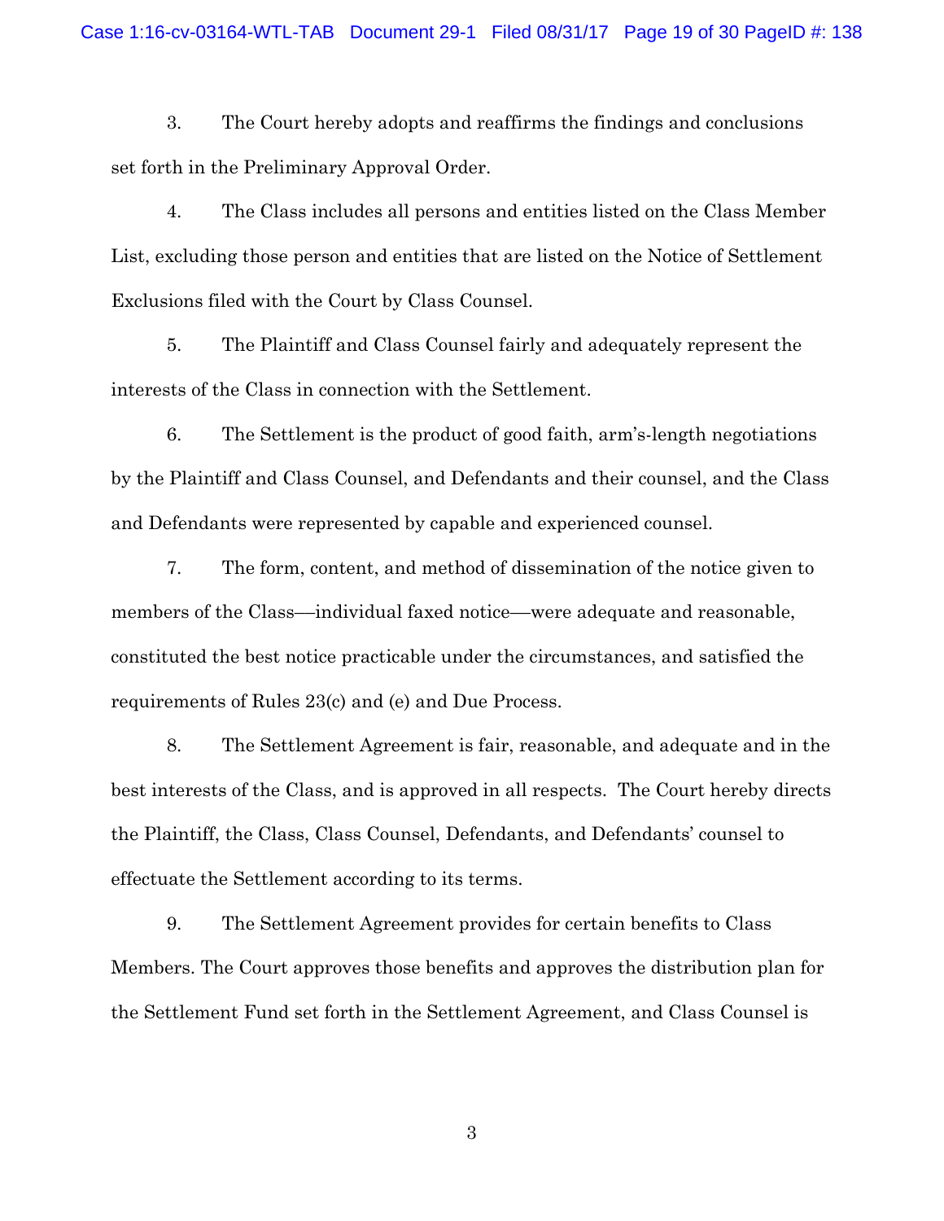3. The Court hereby adopts and reaffirms the findings and conclusions set forth in the Preliminary Approval Order.

4. The Class includes all persons and entities listed on the Class Member List, excluding those person and entities that are listed on the Notice of Settlement Exclusions filed with the Court by Class Counsel.

5. The Plaintiff and Class Counsel fairly and adequately represent the interests of the Class in connection with the Settlement.

6. The Settlement is the product of good faith, arm's-length negotiations by the Plaintiff and Class Counsel, and Defendants and their counsel, and the Class and Defendants were represented by capable and experienced counsel.

7. The form, content, and method of dissemination of the notice given to members of the Class—individual faxed notice—were adequate and reasonable, constituted the best notice practicable under the circumstances, and satisfied the requirements of Rules 23(c) and (e) and Due Process.

8. The Settlement Agreement is fair, reasonable, and adequate and in the best interests of the Class, and is approved in all respects. The Court hereby directs the Plaintiff, the Class, Class Counsel, Defendants, and Defendants' counsel to effectuate the Settlement according to its terms.

9. The Settlement Agreement provides for certain benefits to Class Members. The Court approves those benefits and approves the distribution plan for the Settlement Fund set forth in the Settlement Agreement, and Class Counsel is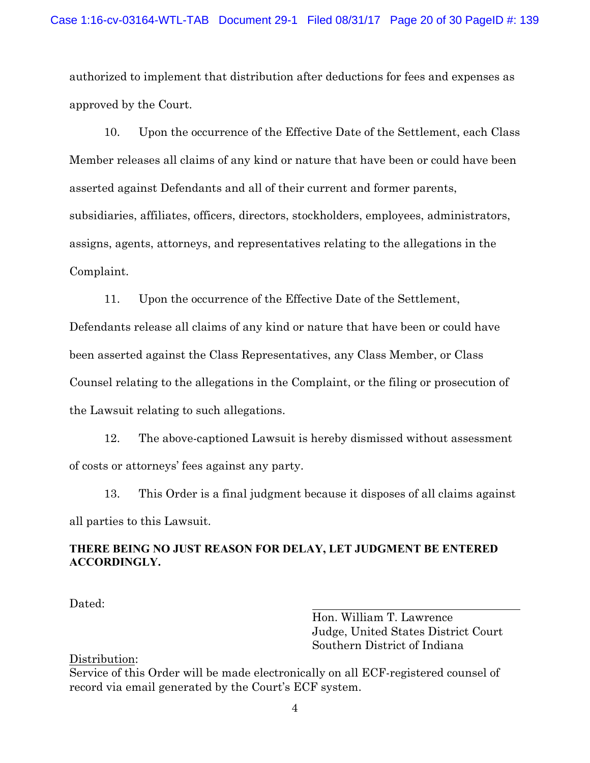authorized to implement that distribution after deductions for fees and expenses as approved by the Court.

10. Upon the occurrence of the Effective Date of the Settlement, each Class Member releases all claims of any kind or nature that have been or could have been asserted against Defendants and all of their current and former parents, subsidiaries, affiliates, officers, directors, stockholders, employees, administrators, assigns, agents, attorneys, and representatives relating to the allegations in the Complaint.

11. Upon the occurrence of the Effective Date of the Settlement, Defendants release all claims of any kind or nature that have been or could have been asserted against the Class Representatives, any Class Member, or Class Counsel relating to the allegations in the Complaint, or the filing or prosecution of the Lawsuit relating to such allegations.

12. The above-captioned Lawsuit is hereby dismissed without assessment of costs or attorneys' fees against any party.

13. This Order is a final judgment because it disposes of all claims against all parties to this Lawsuit.

**THERE BEING NO JUST REASON FOR DELAY, LET JUDGMENT BE ENTERED ACCORDINGLY.**

Dated:

\_\_\_\_\_\_\_\_\_\_\_\_\_\_\_\_\_\_\_\_\_\_\_\_\_\_\_\_\_\_

Hon. William T. Lawrence
Judge, United States District Court
Southern District of Indiana

Distribution:
Service of this Order will be made electronically on all ECF-registered counsel of record via email generated by the Court's ECF system.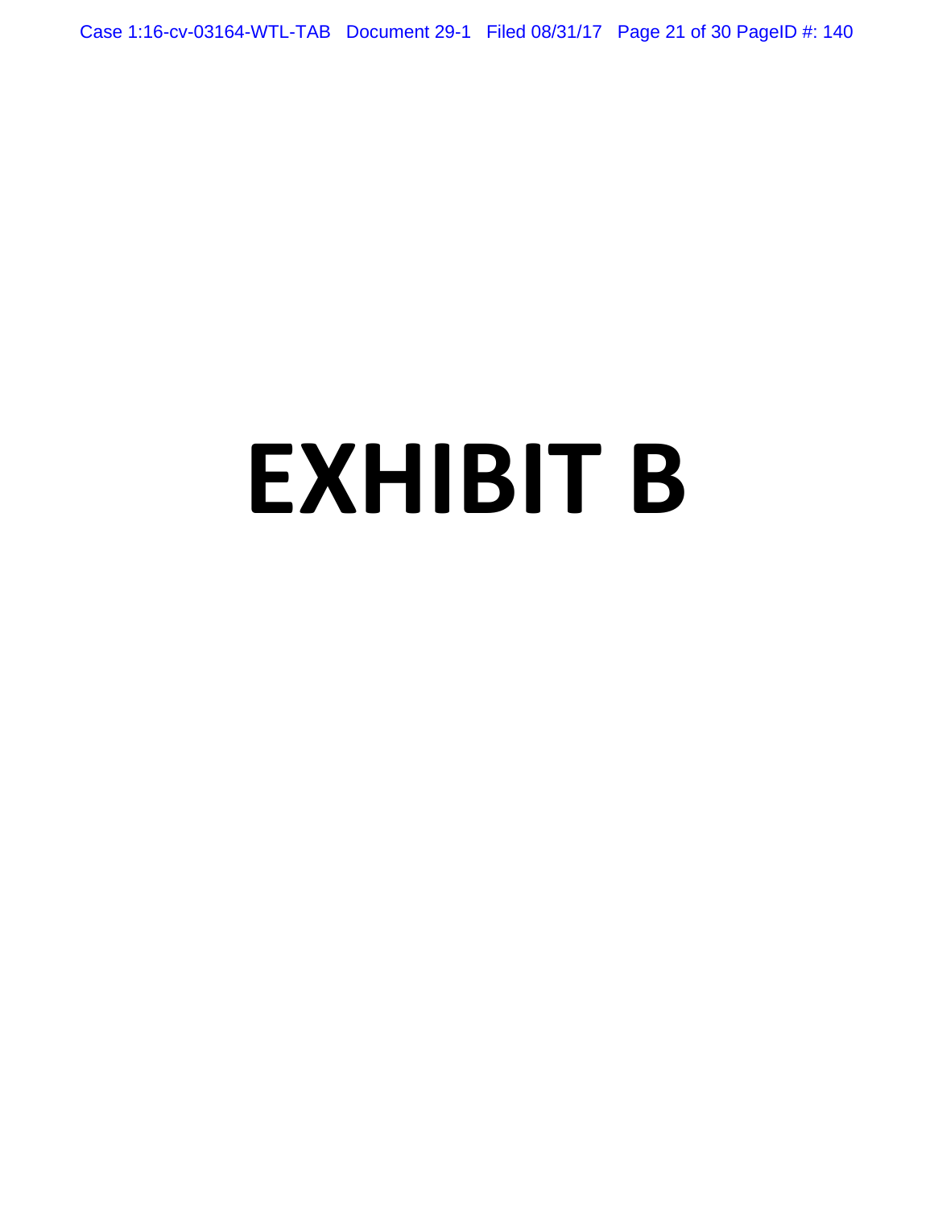# EXHIBIT B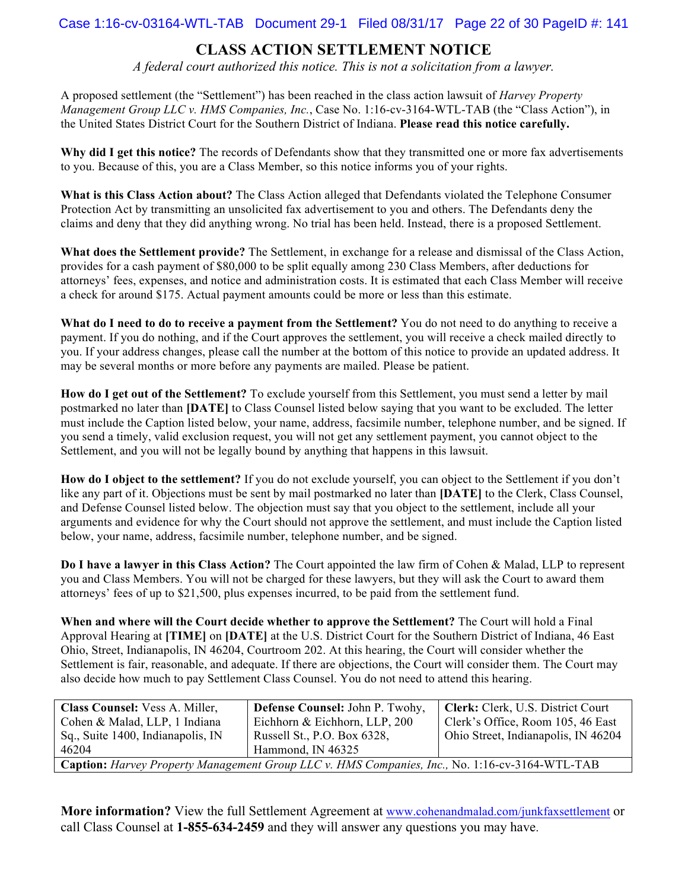# CLASS ACTION SETTLEMENT NOTICE

*A federal court authorized this notice. This is not a solicitation from a lawyer.*

A proposed settlement (the "Settlement") has been reached in the class action lawsuit of *Harvey Property Management Group LLC v. HMS Companies, Inc.*, Case No. 1:16-cv-3164-WTL-TAB (the "Class Action"), in the United States District Court for the Southern District of Indiana. **Please read this notice carefully.**

**Why did I get this notice?** The records of Defendants show that they transmitted one or more fax advertisements to you. Because of this, you are a Class Member, so this notice informs you of your rights.

**What is this Class Action about?** The Class Action alleged that Defendants violated the Telephone Consumer Protection Act by transmitting an unsolicited fax advertisement to you and others. The Defendants deny the claims and deny that they did anything wrong. No trial has been held. Instead, there is a proposed Settlement.

**What does the Settlement provide?** The Settlement, in exchange for a release and dismissal of the Class Action, provides for a cash payment of $80,000 to be split equally among 230 Class Members, after deductions for attorneys' fees, expenses, and notice and administration costs. It is estimated that each Class Member will receive a check for around $175. Actual payment amounts could be more or less than this estimate.

**What do I need to do to receive a payment from the Settlement?** You do not need to do anything to receive a payment. If you do nothing, and if the Court approves the settlement, you will receive a check mailed directly to you. If your address changes, please call the number at the bottom of this notice to provide an updated address. It may be several months or more before any payments are mailed. Please be patient.

**How do I get out of the Settlement?** To exclude yourself from this Settlement, you must send a letter by mail postmarked no later than **[DATE]** to Class Counsel listed below saying that you want to be excluded. The letter must include the Caption listed below, your name, address, facsimile number, telephone number, and be signed. If you send a timely, valid exclusion request, you will not get any settlement payment, you cannot object to the Settlement, and you will not be legally bound by anything that happens in this lawsuit.

**How do I object to the settlement?** If you do not exclude yourself, you can object to the Settlement if you don't like any part of it. Objections must be sent by mail postmarked no later than **[DATE]** to the Clerk, Class Counsel, and Defense Counsel listed below. The objection must say that you object to the settlement, include all your arguments and evidence for why the Court should not approve the settlement, and must include the Caption listed below, your name, address, facsimile number, telephone number, and be signed.

**Do I have a lawyer in this Class Action?** The Court appointed the law firm of Cohen & Malad, LLP to represent you and Class Members. You will not be charged for these lawyers, but they will ask the Court to award them attorneys' fees of up to $21,500, plus expenses incurred, to be paid from the settlement fund.

**When and where will the Court decide whether to approve the Settlement?** The Court will hold a Final Approval Hearing at **[TIME]** on **[DATE]** at the U.S. District Court for the Southern District of Indiana, 46 East Ohio, Street, Indianapolis, IN 46204, Courtroom 202. At this hearing, the Court will consider whether the Settlement is fair, reasonable, and adequate. If there are objections, the Court will consider them. The Court may also decide how much to pay Settlement Class Counsel. You do not need to attend this hearing.

| **Class Counsel:** Vess A. Miller, Cohen & Malad, LLP, 1 Indiana Sq., Suite 1400, Indianapolis, IN 46204 | **Defense Counsel:** John P. Twohy, Eichhorn & Eichhorn, LLP, 200 Russell St., P.O. Box 6328, Hammond, IN 46325 | **Clerk:** Clerk, U.S. District Court Clerk's Office, Room 105, 46 East Ohio Street, Indianapolis, IN 46204 |
|---|---|---|
| **Caption:** *Harvey Property Management Group LLC v. HMS Companies, Inc.,* No. 1:16-cv-3164-WTL-TAB | | |

**More information?** View the full Settlement Agreement at www.cohenandmalad.com/junkfaxsettlement or call Class Counsel at **1-855-634-2459** and they will answer any questions you may have.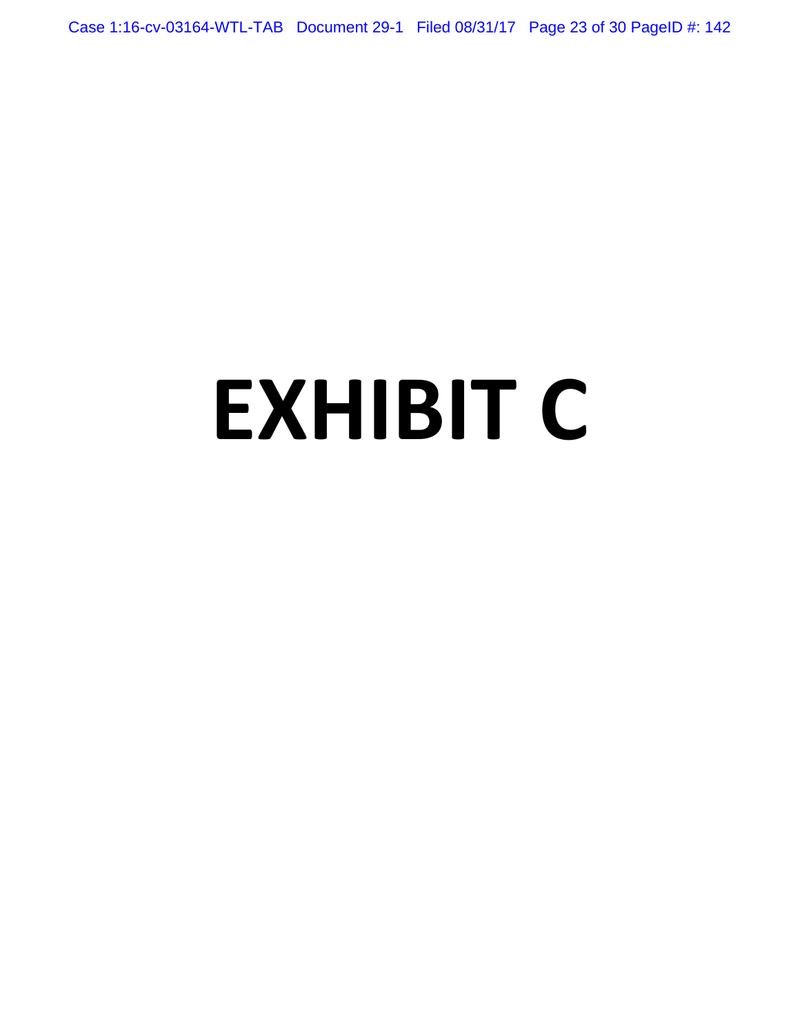# EXHIBIT C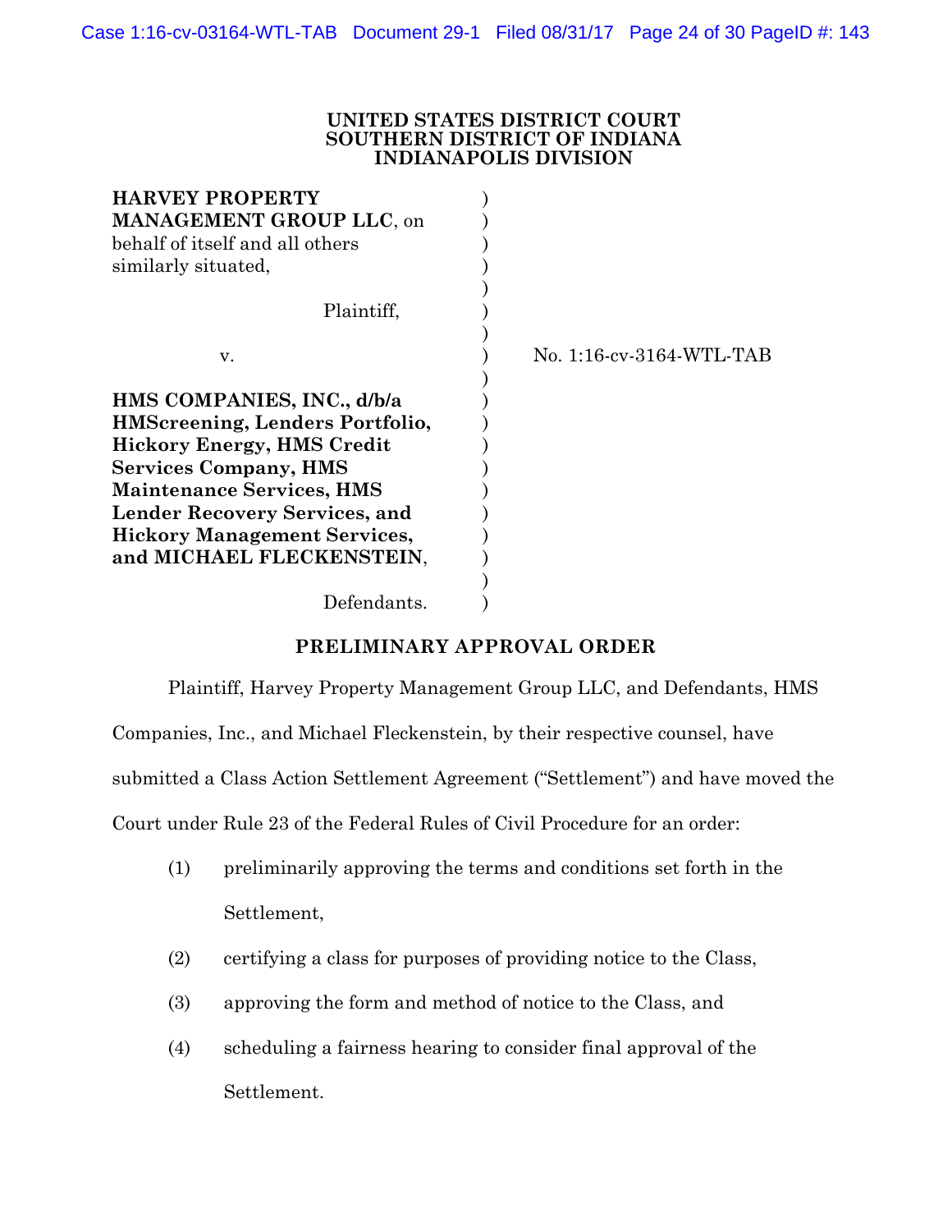**UNITED STATES DISTRICT COURT**
**SOUTHERN DISTRICT OF INDIANA**
**INDIANAPOLIS DIVISION**

**HARVEY PROPERTY MANAGEMENT GROUP LLC**, on behalf of itself and all others similarly situated,

Plaintiff,

v.

**HMS COMPANIES, INC., d/b/a HMScreening, Lenders Portfolio, Hickory Energy, HMS Credit Services Company, HMS Maintenance Services, HMS Lender Recovery Services, and Hickory Management Services, and MICHAEL FLECKENSTEIN**,

Defendants.

No. 1:16-cv-3164-WTL-TAB

## PRELIMINARY APPROVAL ORDER

Plaintiff, Harvey Property Management Group LLC, and Defendants, HMS Companies, Inc., and Michael Fleckenstein, by their respective counsel, have submitted a Class Action Settlement Agreement ("Settlement") and have moved the Court under Rule 23 of the Federal Rules of Civil Procedure for an order:

(1) preliminarily approving the terms and conditions set forth in the Settlement,

(2) certifying a class for purposes of providing notice to the Class,

(3) approving the form and method of notice to the Class, and

(4) scheduling a fairness hearing to consider final approval of the Settlement.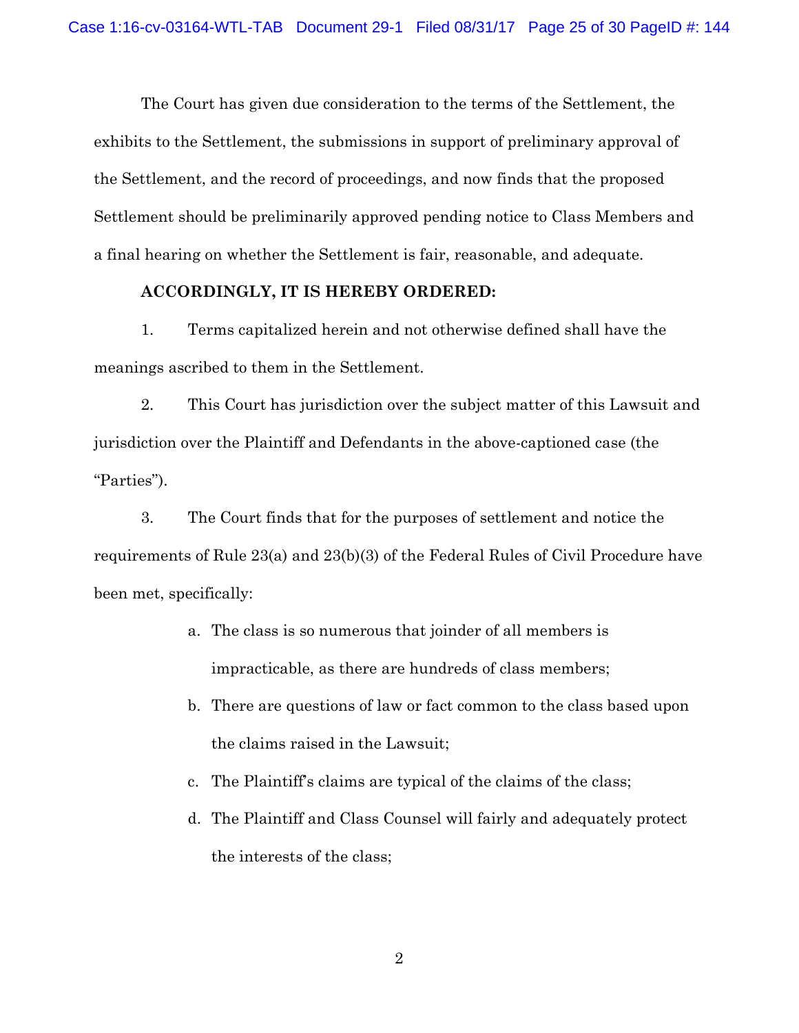The Court has given due consideration to the terms of the Settlement, the exhibits to the Settlement, the submissions in support of preliminary approval of the Settlement, and the record of proceedings, and now finds that the proposed Settlement should be preliminarily approved pending notice to Class Members and a final hearing on whether the Settlement is fair, reasonable, and adequate.

**ACCORDINGLY, IT IS HEREBY ORDERED:**

1. Terms capitalized herein and not otherwise defined shall have the meanings ascribed to them in the Settlement.

2. This Court has jurisdiction over the subject matter of this Lawsuit and jurisdiction over the Plaintiff and Defendants in the above-captioned case (the "Parties").

3. The Court finds that for the purposes of settlement and notice the requirements of Rule 23(a) and 23(b)(3) of the Federal Rules of Civil Procedure have been met, specifically:

   a. The class is so numerous that joinder of all members is impracticable, as there are hundreds of class members;

   b. There are questions of law or fact common to the class based upon the claims raised in the Lawsuit;

   c. The Plaintiff's claims are typical of the claims of the class;

   d. The Plaintiff and Class Counsel will fairly and adequately protect the interests of the class;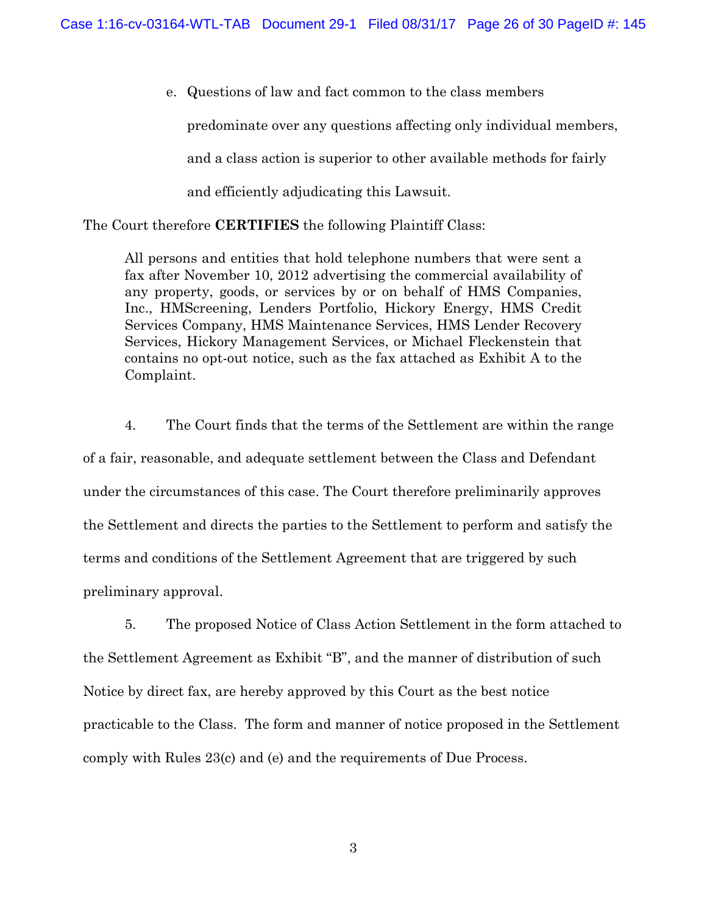e. Questions of law and fact common to the class members predominate over any questions affecting only individual members, and a class action is superior to other available methods for fairly and efficiently adjudicating this Lawsuit.

The Court therefore **CERTIFIES** the following Plaintiff Class:

> All persons and entities that hold telephone numbers that were sent a fax after November 10, 2012 advertising the commercial availability of any property, goods, or services by or on behalf of HMS Companies, Inc., HMScreening, Lenders Portfolio, Hickory Energy, HMS Credit Services Company, HMS Maintenance Services, HMS Lender Recovery Services, Hickory Management Services, or Michael Fleckenstein that contains no opt-out notice, such as the fax attached as Exhibit A to the Complaint.

4. The Court finds that the terms of the Settlement are within the range of a fair, reasonable, and adequate settlement between the Class and Defendant under the circumstances of this case. The Court therefore preliminarily approves the Settlement and directs the parties to the Settlement to perform and satisfy the terms and conditions of the Settlement Agreement that are triggered by such preliminary approval.

5. The proposed Notice of Class Action Settlement in the form attached to the Settlement Agreement as Exhibit "B", and the manner of distribution of such Notice by direct fax, are hereby approved by this Court as the best notice practicable to the Class. The form and manner of notice proposed in the Settlement comply with Rules 23(c) and (e) and the requirements of Due Process.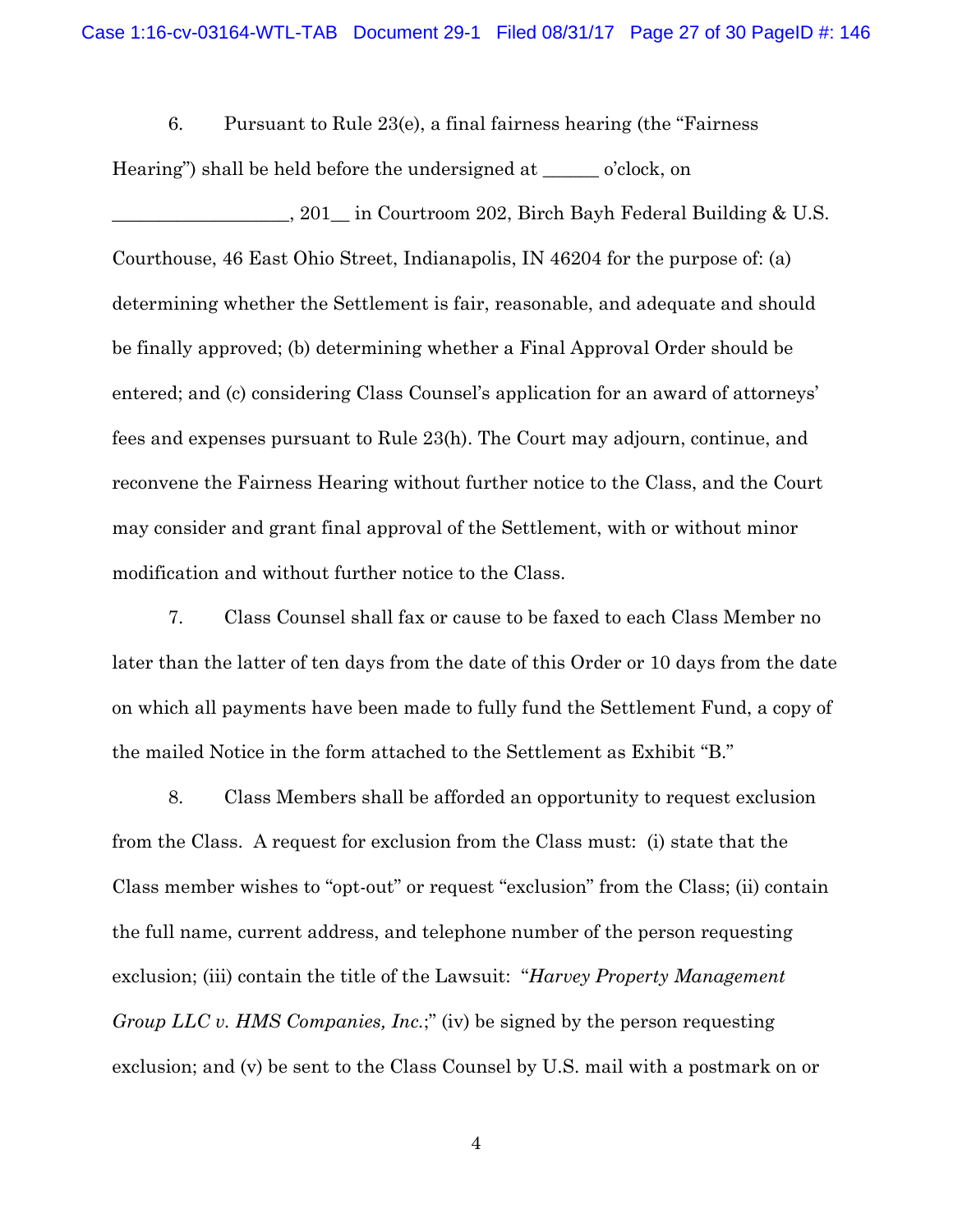6. Pursuant to Rule 23(e), a final fairness hearing (the "Fairness Hearing") shall be held before the undersigned at ______ o'clock, on __________________, 201__ in Courtroom 202, Birch Bayh Federal Building & U.S. Courthouse, 46 East Ohio Street, Indianapolis, IN 46204 for the purpose of: (a) determining whether the Settlement is fair, reasonable, and adequate and should be finally approved; (b) determining whether a Final Approval Order should be entered; and (c) considering Class Counsel's application for an award of attorneys' fees and expenses pursuant to Rule 23(h). The Court may adjourn, continue, and reconvene the Fairness Hearing without further notice to the Class, and the Court may consider and grant final approval of the Settlement, with or without minor modification and without further notice to the Class.

7. Class Counsel shall fax or cause to be faxed to each Class Member no later than the latter of ten days from the date of this Order or 10 days from the date on which all payments have been made to fully fund the Settlement Fund, a copy of the mailed Notice in the form attached to the Settlement as Exhibit "B."

8. Class Members shall be afforded an opportunity to request exclusion from the Class. A request for exclusion from the Class must: (i) state that the Class member wishes to "opt-out" or request "exclusion" from the Class; (ii) contain the full name, current address, and telephone number of the person requesting exclusion; (iii) contain the title of the Lawsuit: "*Harvey Property Management Group LLC v. HMS Companies, Inc.*;" (iv) be signed by the person requesting exclusion; and (v) be sent to the Class Counsel by U.S. mail with a postmark on or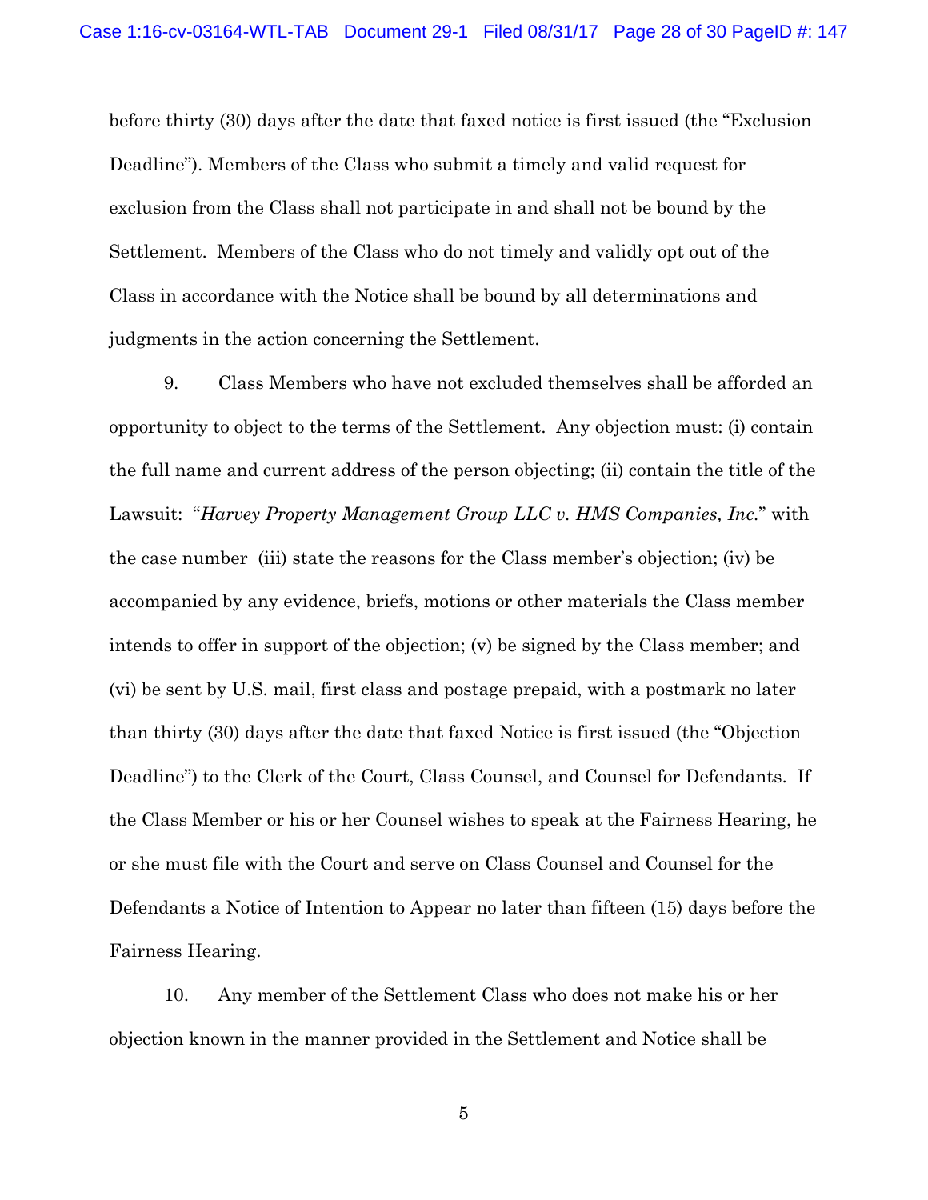before thirty (30) days after the date that faxed notice is first issued (the "Exclusion Deadline"). Members of the Class who submit a timely and valid request for exclusion from the Class shall not participate in and shall not be bound by the Settlement. Members of the Class who do not timely and validly opt out of the Class in accordance with the Notice shall be bound by all determinations and judgments in the action concerning the Settlement.

9. Class Members who have not excluded themselves shall be afforded an opportunity to object to the terms of the Settlement. Any objection must: (i) contain the full name and current address of the person objecting; (ii) contain the title of the Lawsuit: "*Harvey Property Management Group LLC v. HMS Companies, Inc.*" with the case number (iii) state the reasons for the Class member's objection; (iv) be accompanied by any evidence, briefs, motions or other materials the Class member intends to offer in support of the objection; (v) be signed by the Class member; and (vi) be sent by U.S. mail, first class and postage prepaid, with a postmark no later than thirty (30) days after the date that faxed Notice is first issued (the "Objection Deadline") to the Clerk of the Court, Class Counsel, and Counsel for Defendants. If the Class Member or his or her Counsel wishes to speak at the Fairness Hearing, he or she must file with the Court and serve on Class Counsel and Counsel for the Defendants a Notice of Intention to Appear no later than fifteen (15) days before the Fairness Hearing.

10. Any member of the Settlement Class who does not make his or her objection known in the manner provided in the Settlement and Notice shall be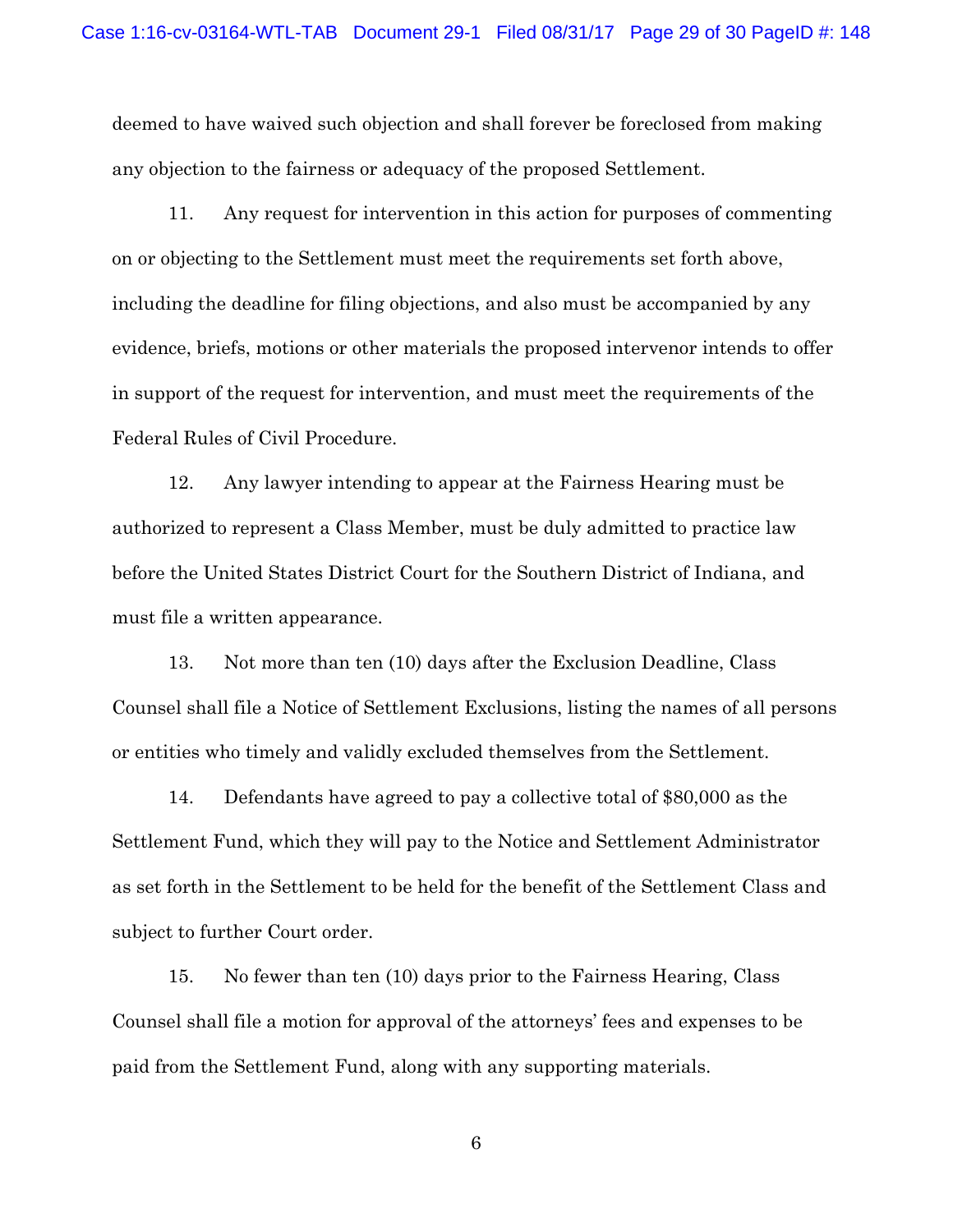deemed to have waived such objection and shall forever be foreclosed from making any objection to the fairness or adequacy of the proposed Settlement.

11. Any request for intervention in this action for purposes of commenting on or objecting to the Settlement must meet the requirements set forth above, including the deadline for filing objections, and also must be accompanied by any evidence, briefs, motions or other materials the proposed intervenor intends to offer in support of the request for intervention, and must meet the requirements of the Federal Rules of Civil Procedure.

12. Any lawyer intending to appear at the Fairness Hearing must be authorized to represent a Class Member, must be duly admitted to practice law before the United States District Court for the Southern District of Indiana, and must file a written appearance.

13. Not more than ten (10) days after the Exclusion Deadline, Class Counsel shall file a Notice of Settlement Exclusions, listing the names of all persons or entities who timely and validly excluded themselves from the Settlement.

14. Defendants have agreed to pay a collective total of $80,000 as the Settlement Fund, which they will pay to the Notice and Settlement Administrator as set forth in the Settlement to be held for the benefit of the Settlement Class and subject to further Court order.

15. No fewer than ten (10) days prior to the Fairness Hearing, Class Counsel shall file a motion for approval of the attorneys' fees and expenses to be paid from the Settlement Fund, along with any supporting materials.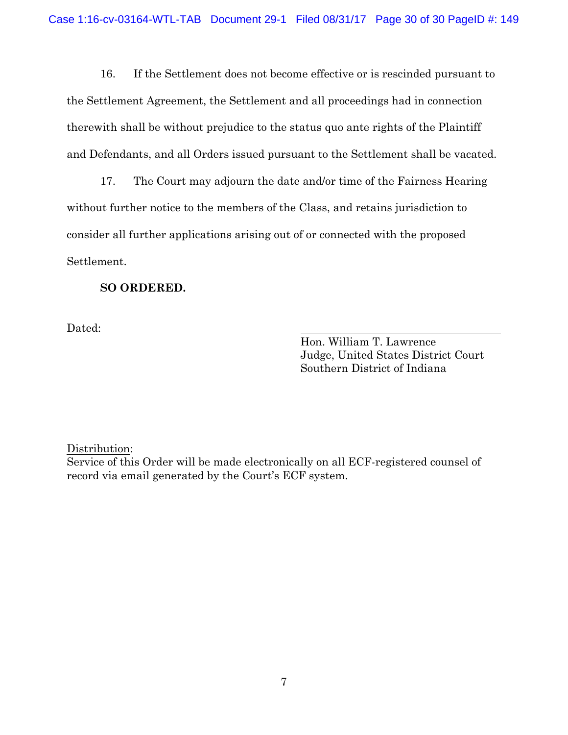16. If the Settlement does not become effective or is rescinded pursuant to the Settlement Agreement, the Settlement and all proceedings had in connection therewith shall be without prejudice to the status quo ante rights of the Plaintiff and Defendants, and all Orders issued pursuant to the Settlement shall be vacated.

17. The Court may adjourn the date and/or time of the Fairness Hearing without further notice to the members of the Class, and retains jurisdiction to consider all further applications arising out of or connected with the proposed Settlement.

**SO ORDERED.**

Dated:

\_\_\_\_\_\_\_\_\_\_\_\_\_\_\_\_\_\_\_\_\_\_\_\_\_\_\_\_\_\_\_\_
Hon. William T. Lawrence
Judge, United States District Court
Southern District of Indiana

Distribution:
Service of this Order will be made electronically on all ECF-registered counsel of record via email generated by the Court's ECF system.